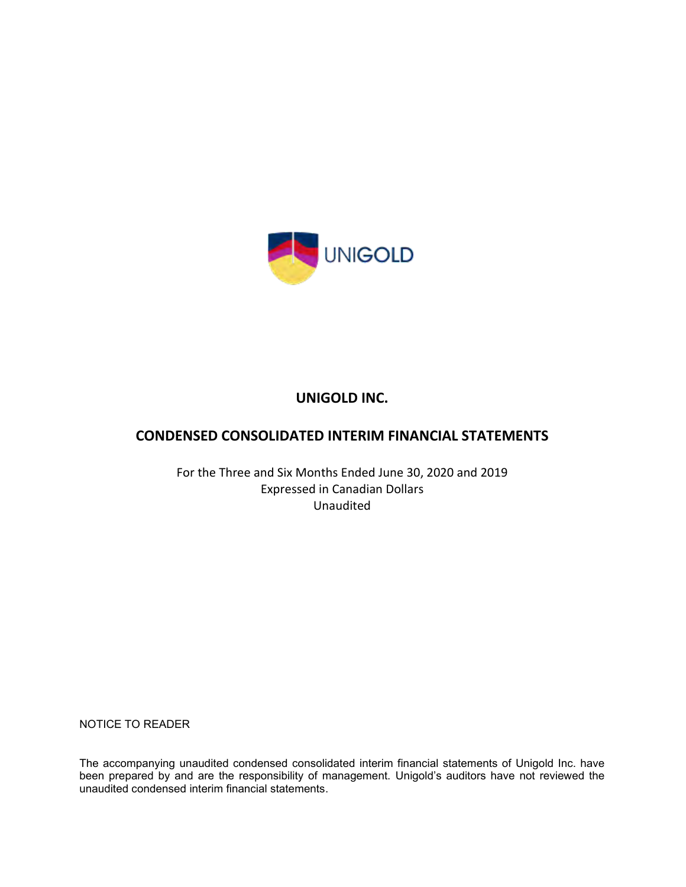UNIGOLD

# UNIGOLD INC.

## CONDENSED CONSOLIDATED INTERIM FINANCIAL STATEMENTS

For the Three and Six Months Ended June 30, 2020 and 2019
Expressed in Canadian Dollars
Unaudited

NOTICE TO READER

The accompanying unaudited condensed consolidated interim financial statements of Unigold Inc. have been prepared by and are the responsibility of management. Unigold's auditors have not reviewed the unaudited condensed interim financial statements.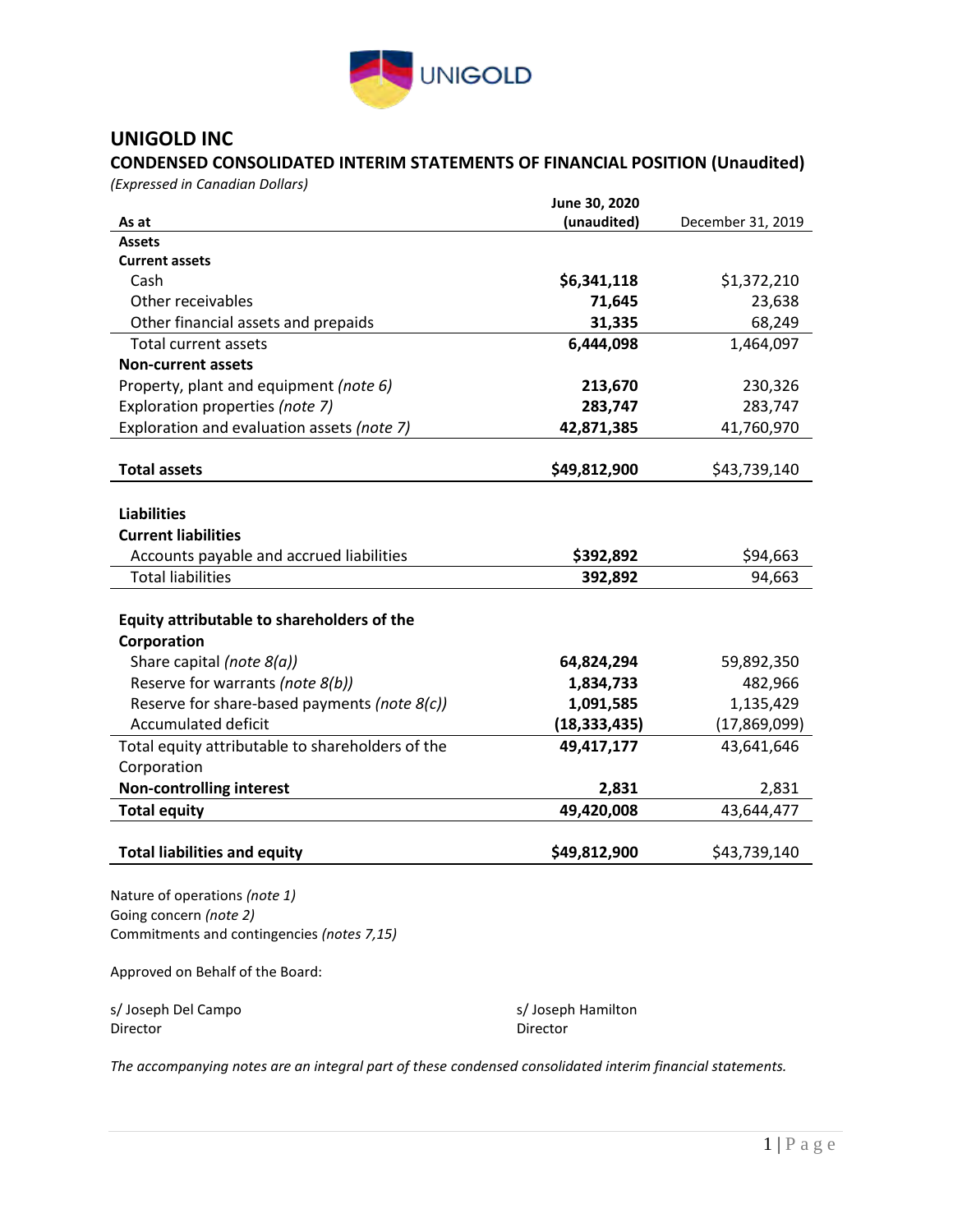# UNIGOLD INC

## CONDENSED CONSOLIDATED INTERIM STATEMENTS OF FINANCIAL POSITION (Unaudited)

*(Expressed in Canadian Dollars)*

| As at | June 30, 2020 (unaudited) | December 31, 2019 |
|---|---|---|
| **Assets** | | |
| **Current assets** | | |
| Cash | **$6,341,118** | $1,372,210 |
| Other receivables | **71,645** | 23,638 |
| Other financial assets and prepaids | **31,335** | 68,249 |
| Total current assets | **6,444,098** | 1,464,097 |
| **Non-current assets** | | |
| Property, plant and equipment *(note 6)* | **213,670** | 230,326 |
| Exploration properties *(note 7)* | **283,747** | 283,747 |
| Exploration and evaluation assets *(note 7)* | **42,871,385** | 41,760,970 |
| **Total assets** | **$49,812,900** | $43,739,140 |
| **Liabilities** | | |
| **Current liabilities** | | |
| Accounts payable and accrued liabilities | **$392,892** | $94,663 |
| Total liabilities | **392,892** | 94,663 |
| **Equity attributable to shareholders of the Corporation** | | |
| Share capital *(note 8(a))* | **64,824,294** | 59,892,350 |
| Reserve for warrants *(note 8(b))* | **1,834,733** | 482,966 |
| Reserve for share-based payments *(note 8(c))* | **1,091,585** | 1,135,429 |
| Accumulated deficit | **(18,333,435)** | (17,869,099) |
| Total equity attributable to shareholders of the Corporation | **49,417,177** | 43,641,646 |
| **Non-controlling interest** | **2,831** | 2,831 |
| **Total equity** | **49,420,008** | 43,644,477 |
| **Total liabilities and equity** | **$49,812,900** | $43,739,140 |

Nature of operations *(note 1)*
Going concern *(note 2)*
Commitments and contingencies *(notes 7,15)*

Approved on Behalf of the Board:

s/ Joseph Del Campo
Director

s/ Joseph Hamilton
Director

*The accompanying notes are an integral part of these condensed consolidated interim financial statements.*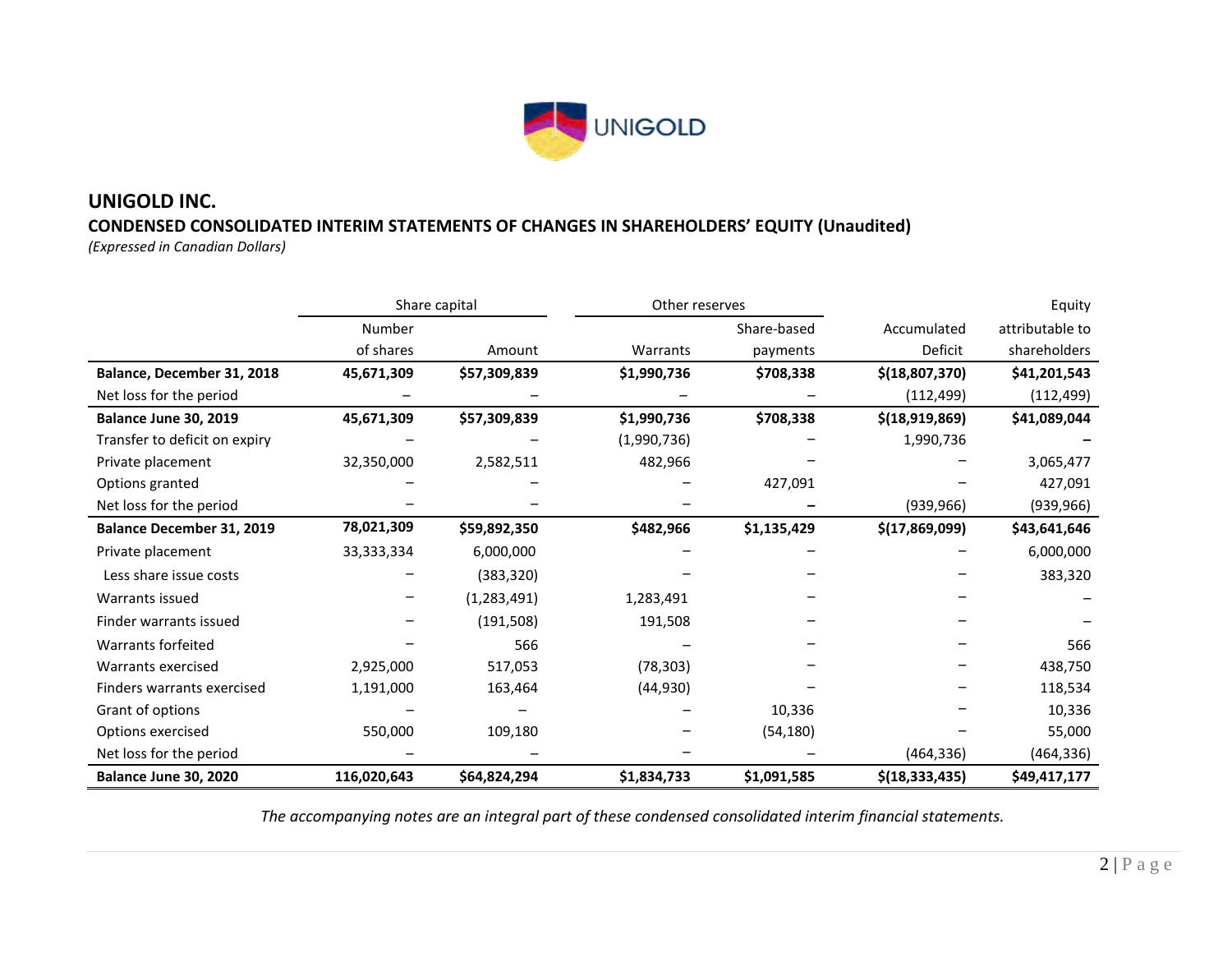# UNIGOLD INC.

## CONDENSED CONSOLIDATED INTERIM STATEMENTS OF CHANGES IN SHAREHOLDERS' EQUITY (Unaudited)

*(Expressed in Canadian Dollars)*

| | Share capital | | Other reserves | | | Equity |
|---|---|---|---|---|---|---|
| | Number of shares | Amount | Warrants | Share-based payments | Accumulated Deficit | attributable to shareholders |
| **Balance, December 31, 2018** | **45,671,309** | **$57,309,839** | **$1,990,736** | **$708,338** | **$(18,807,370)** | **$41,201,543** |
| Net loss for the period | – | – | – | – | (112,499) | (112,499) |
| **Balance June 30, 2019** | **45,671,309** | **$57,309,839** | **$1,990,736** | **$708,338** | **$(18,919,869)** | **$41,089,044** |
| Transfer to deficit on expiry | – | – | (1,990,736) | – | 1,990,736 | – |
| Private placement | 32,350,000 | 2,582,511 | 482,966 | – | – | 3,065,477 |
| Options granted | – | – | – | 427,091 | – | 427,091 |
| Net loss for the period | – | – | – | – | (939,966) | (939,966) |
| **Balance December 31, 2019** | **78,021,309** | **$59,892,350** | **$482,966** | **$1,135,429** | **$(17,869,099)** | **$43,641,646** |
| Private placement | 33,333,334 | 6,000,000 | – | – | – | 6,000,000 |
| Less share issue costs | – | (383,320) | – | – | – | 383,320 |
| Warrants issued | – | (1,283,491) | 1,283,491 | – | – | – |
| Finder warrants issued | – | (191,508) | 191,508 | – | – | – |
| Warrants forfeited | – | 566 | – | – | – | 566 |
| Warrants exercised | 2,925,000 | 517,053 | (78,303) | – | – | 438,750 |
| Finders warrants exercised | 1,191,000 | 163,464 | (44,930) | – | – | 118,534 |
| Grant of options | – | – | – | 10,336 | – | 10,336 |
| Options exercised | 550,000 | 109,180 | – | (54,180) | – | 55,000 |
| Net loss for the period | – | – | – | – | (464,336) | (464,336) |
| **Balance June 30, 2020** | **116,020,643** | **$64,824,294** | **$1,834,733** | **$1,091,585** | **$(18,333,435)** | **$49,417,177** |

*The accompanying notes are an integral part of these condensed consolidated interim financial statements.*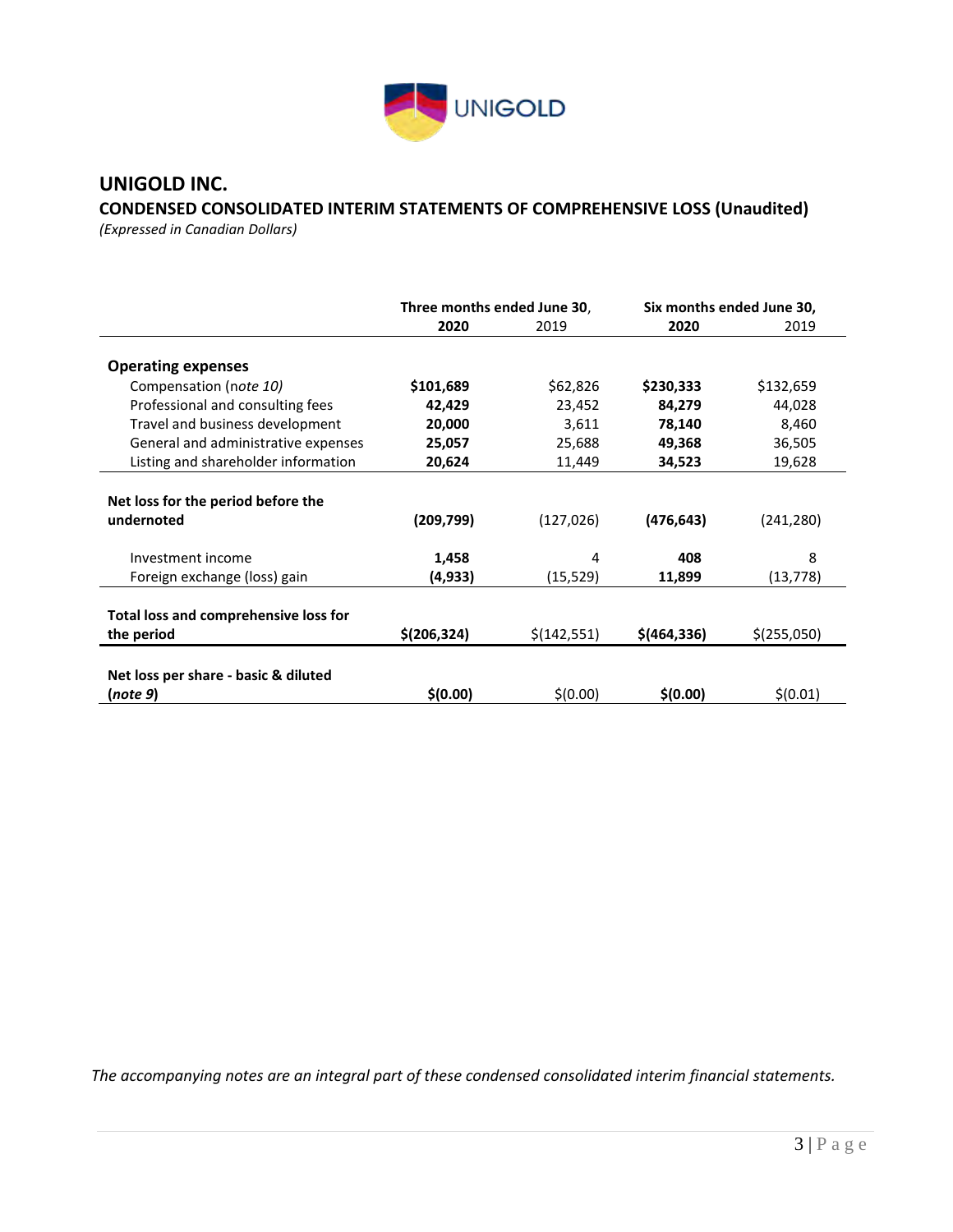# UNIGOLD INC.

## CONDENSED CONSOLIDATED INTERIM STATEMENTS OF COMPREHENSIVE LOSS (Unaudited)

*(Expressed in Canadian Dollars)*

| | Three months ended June 30, | | Six months ended June 30, | |
|---|---|---|---|---|
| | **2020** | 2019 | **2020** | 2019 |
| **Operating expenses** | | | | |
| Compensation (*note 10)* | **$101,689** | $62,826 | **$230,333** | $132,659 |
| Professional and consulting fees | **42,429** | 23,452 | **84,279** | 44,028 |
| Travel and business development | **20,000** | 3,611 | **78,140** | 8,460 |
| General and administrative expenses | **25,057** | 25,688 | **49,368** | 36,505 |
| Listing and shareholder information | **20,624** | 11,449 | **34,523** | 19,628 |
| **Net loss for the period before the undernoted** | **(209,799)** | (127,026) | **(476,643)** | (241,280) |
| Investment income | **1,458** | 4 | **408** | 8 |
| Foreign exchange (loss) gain | **(4,933)** | (15,529) | **11,899** | (13,778) |
| **Total loss and comprehensive loss for the period** | **$(206,324)** | $(142,551) | **$(464,336)** | $(255,050) |
| **Net loss per share - basic & diluted (*note 9*)** | **$(0.00)** | $(0.00) | **$(0.00)** | $(0.01) |

*The accompanying notes are an integral part of these condensed consolidated interim financial statements.*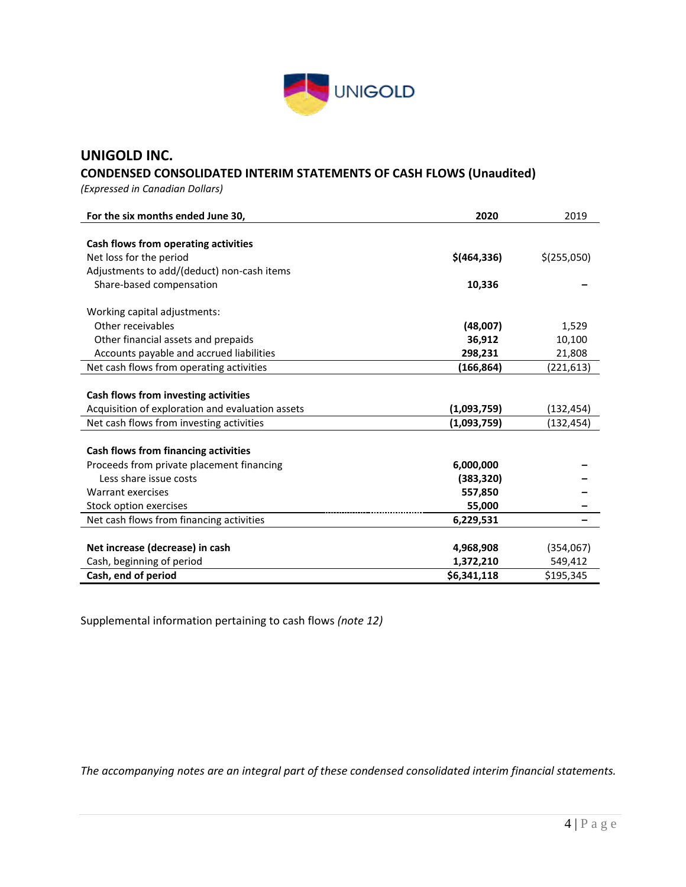# UNIGOLD INC.

## CONDENSED CONSOLIDATED INTERIM STATEMENTS OF CASH FLOWS (Unaudited)

*(Expressed in Canadian Dollars)*

| For the six months ended June 30, | 2020 | 2019 |
|---|---|---|
| **Cash flows from operating activities** | | |
| Net loss for the period | **$(464,336)** | $(255,050) |
| Adjustments to add/(deduct) non-cash items | | |
| Share-based compensation | **10,336** | – |
| Working capital adjustments: | | |
| Other receivables | **(48,007)** | 1,529 |
| Other financial assets and prepaids | **36,912** | 10,100 |
| Accounts payable and accrued liabilities | **298,231** | 21,808 |
| Net cash flows from operating activities | **(166,864)** | (221,613) |
| **Cash flows from investing activities** | | |
| Acquisition of exploration and evaluation assets | **(1,093,759)** | (132,454) |
| Net cash flows from investing activities | **(1,093,759)** | (132,454) |
| **Cash flows from financing activities** | | |
| Proceeds from private placement financing | **6,000,000** | – |
| Less share issue costs | **(383,320)** | – |
| Warrant exercises | **557,850** | – |
| Stock option exercises | **55,000** | – |
| Net cash flows from financing activities | **6,229,531** | – |
| **Net increase (decrease) in cash** | **4,968,908** | (354,067) |
| Cash, beginning of period | **1,372,210** | 549,412 |
| **Cash, end of period** | **$6,341,118** | $195,345 |

Supplemental information pertaining to cash flows *(note 12)*

*The accompanying notes are an integral part of these condensed consolidated interim financial statements.*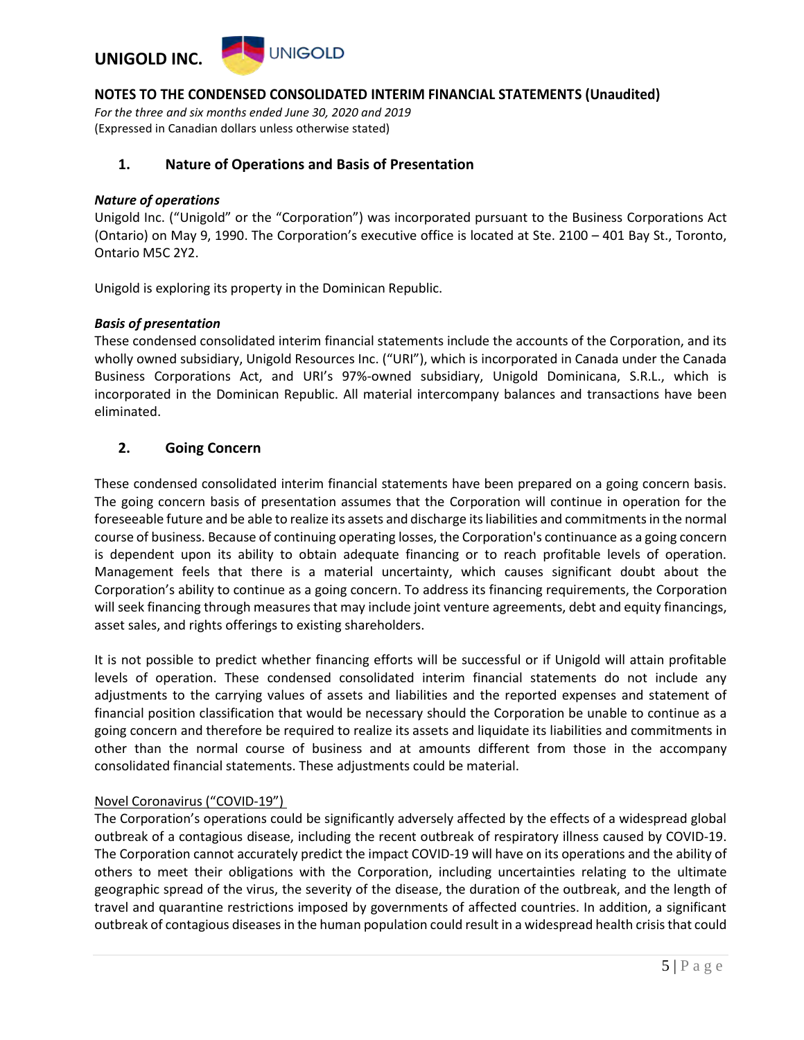## 1. Nature of Operations and Basis of Presentation

***Nature of operations***

Unigold Inc. ("Unigold" or the "Corporation") was incorporated pursuant to the Business Corporations Act (Ontario) on May 9, 1990. The Corporation's executive office is located at Ste. 2100 – 401 Bay St., Toronto, Ontario M5C 2Y2.

Unigold is exploring its property in the Dominican Republic.

***Basis of presentation***

These condensed consolidated interim financial statements include the accounts of the Corporation, and its wholly owned subsidiary, Unigold Resources Inc. ("URI"), which is incorporated in Canada under the Canada Business Corporations Act, and URI's 97%-owned subsidiary, Unigold Dominicana, S.R.L., which is incorporated in the Dominican Republic. All material intercompany balances and transactions have been eliminated.

## 2. Going Concern

These condensed consolidated interim financial statements have been prepared on a going concern basis. The going concern basis of presentation assumes that the Corporation will continue in operation for the foreseeable future and be able to realize its assets and discharge its liabilities and commitments in the normal course of business. Because of continuing operating losses, the Corporation's continuance as a going concern is dependent upon its ability to obtain adequate financing or to reach profitable levels of operation. Management feels that there is a material uncertainty, which causes significant doubt about the Corporation's ability to continue as a going concern. To address its financing requirements, the Corporation will seek financing through measures that may include joint venture agreements, debt and equity financings, asset sales, and rights offerings to existing shareholders.

It is not possible to predict whether financing efforts will be successful or if Unigold will attain profitable levels of operation. These condensed consolidated interim financial statements do not include any adjustments to the carrying values of assets and liabilities and the reported expenses and statement of financial position classification that would be necessary should the Corporation be unable to continue as a going concern and therefore be required to realize its assets and liquidate its liabilities and commitments in other than the normal course of business and at amounts different from those in the accompany consolidated financial statements. These adjustments could be material.

Novel Coronavirus ("COVID-19")

The Corporation's operations could be significantly adversely affected by the effects of a widespread global outbreak of a contagious disease, including the recent outbreak of respiratory illness caused by COVID-19. The Corporation cannot accurately predict the impact COVID-19 will have on its operations and the ability of others to meet their obligations with the Corporation, including uncertainties relating to the ultimate geographic spread of the virus, the severity of the disease, the duration of the outbreak, and the length of travel and quarantine restrictions imposed by governments of affected countries. In addition, a significant outbreak of contagious diseases in the human population could result in a widespread health crisis that could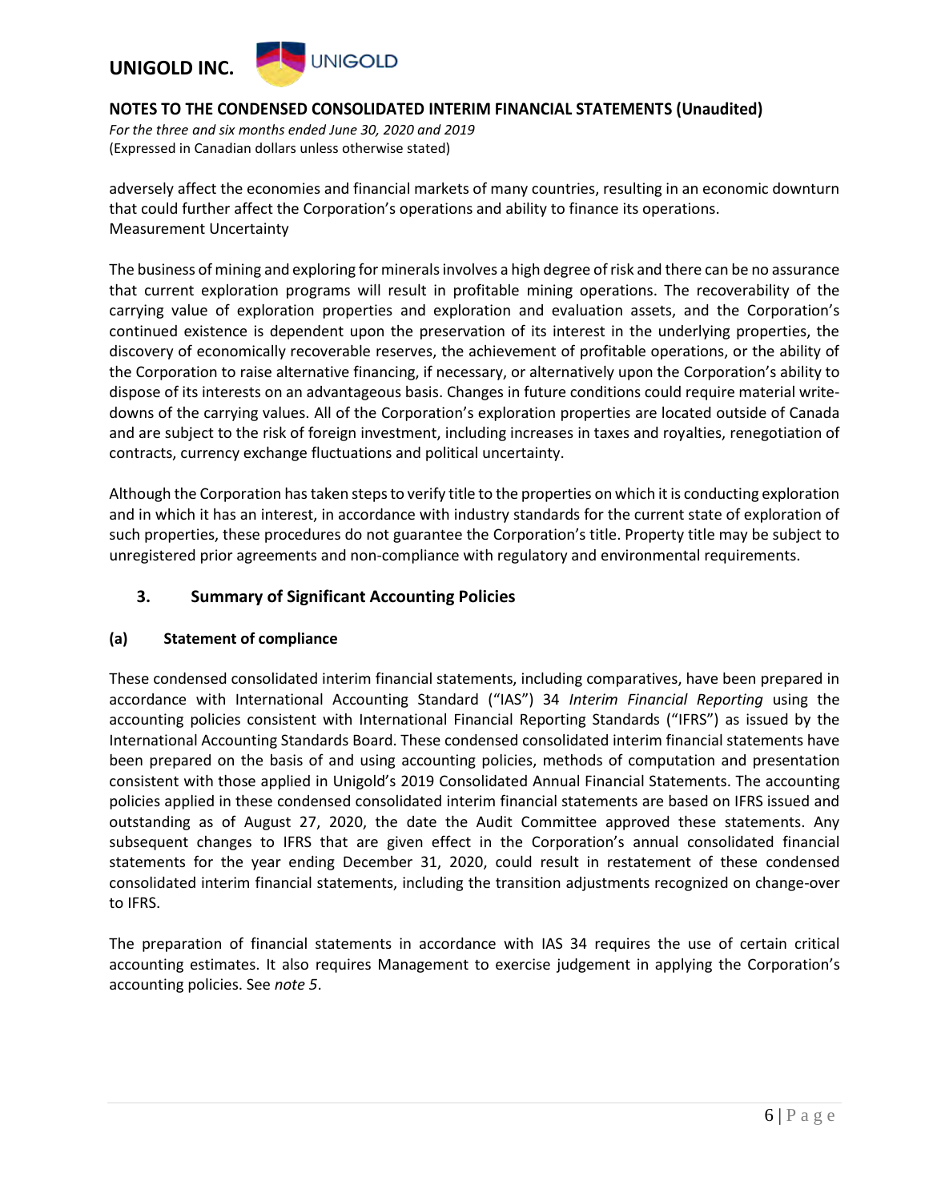adversely affect the economies and financial markets of many countries, resulting in an economic downturn that could further affect the Corporation's operations and ability to finance its operations.
Measurement Uncertainty

The business of mining and exploring for minerals involves a high degree of risk and there can be no assurance that current exploration programs will result in profitable mining operations. The recoverability of the carrying value of exploration properties and exploration and evaluation assets, and the Corporation's continued existence is dependent upon the preservation of its interest in the underlying properties, the discovery of economically recoverable reserves, the achievement of profitable operations, or the ability of the Corporation to raise alternative financing, if necessary, or alternatively upon the Corporation's ability to dispose of its interests on an advantageous basis. Changes in future conditions could require material write-downs of the carrying values. All of the Corporation's exploration properties are located outside of Canada and are subject to the risk of foreign investment, including increases in taxes and royalties, renegotiation of contracts, currency exchange fluctuations and political uncertainty.

Although the Corporation has taken steps to verify title to the properties on which it is conducting exploration and in which it has an interest, in accordance with industry standards for the current state of exploration of such properties, these procedures do not guarantee the Corporation's title. Property title may be subject to unregistered prior agreements and non-compliance with regulatory and environmental requirements.

## 3. Summary of Significant Accounting Policies

### (a) Statement of compliance

These condensed consolidated interim financial statements, including comparatives, have been prepared in accordance with International Accounting Standard ("IAS") 34 *Interim Financial Reporting* using the accounting policies consistent with International Financial Reporting Standards ("IFRS") as issued by the International Accounting Standards Board. These condensed consolidated interim financial statements have been prepared on the basis of and using accounting policies, methods of computation and presentation consistent with those applied in Unigold's 2019 Consolidated Annual Financial Statements. The accounting policies applied in these condensed consolidated interim financial statements are based on IFRS issued and outstanding as of August 27, 2020, the date the Audit Committee approved these statements. Any subsequent changes to IFRS that are given effect in the Corporation's annual consolidated financial statements for the year ending December 31, 2020, could result in restatement of these condensed consolidated interim financial statements, including the transition adjustments recognized on change-over to IFRS.

The preparation of financial statements in accordance with IAS 34 requires the use of certain critical accounting estimates. It also requires Management to exercise judgement in applying the Corporation's accounting policies. See *note 5*.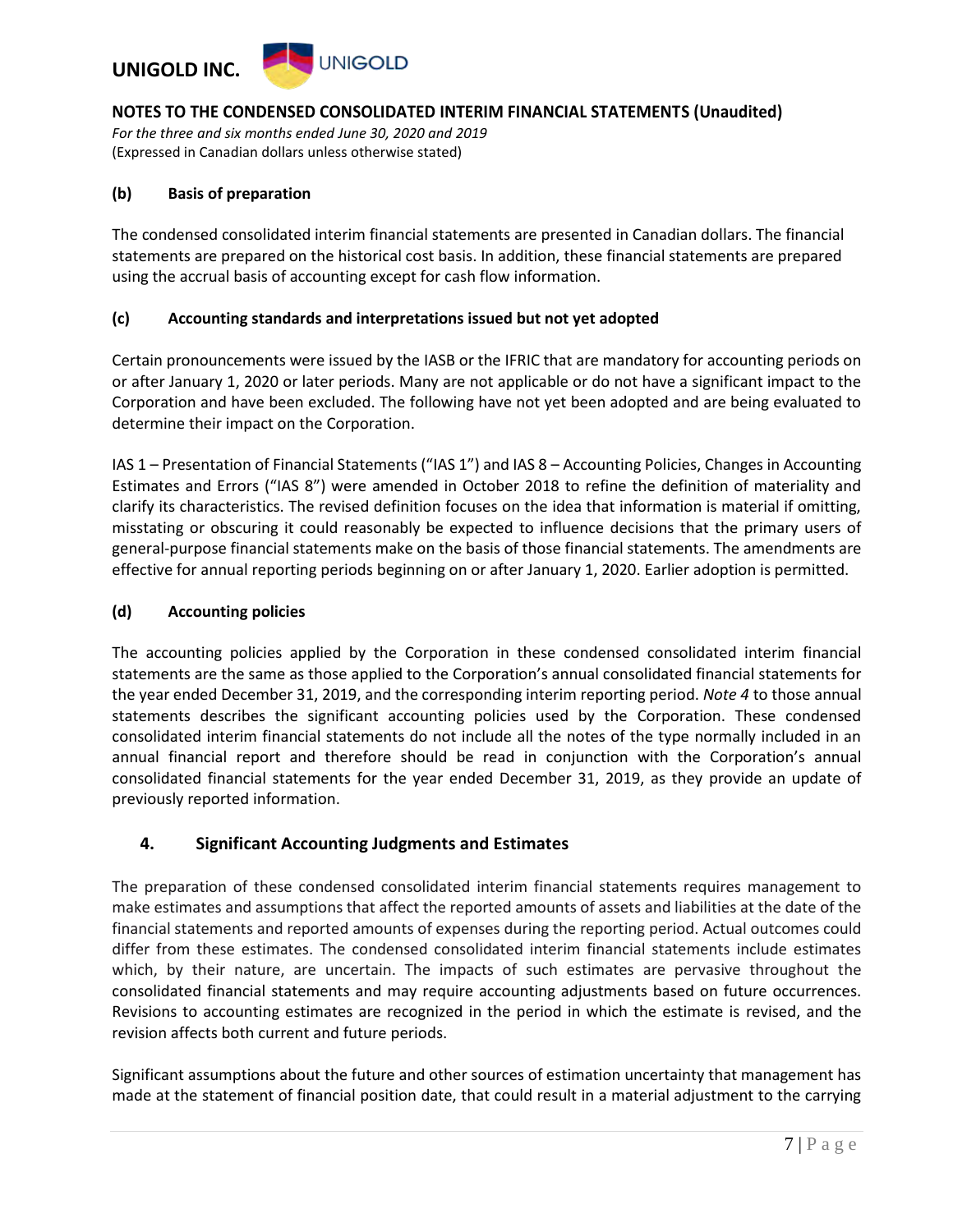### (b) Basis of preparation

The condensed consolidated interim financial statements are presented in Canadian dollars. The financial statements are prepared on the historical cost basis. In addition, these financial statements are prepared using the accrual basis of accounting except for cash flow information.

### (c) Accounting standards and interpretations issued but not yet adopted

Certain pronouncements were issued by the IASB or the IFRIC that are mandatory for accounting periods on or after January 1, 2020 or later periods. Many are not applicable or do not have a significant impact to the Corporation and have been excluded. The following have not yet been adopted and are being evaluated to determine their impact on the Corporation.

IAS 1 – Presentation of Financial Statements ("IAS 1") and IAS 8 – Accounting Policies, Changes in Accounting Estimates and Errors ("IAS 8") were amended in October 2018 to refine the definition of materiality and clarify its characteristics. The revised definition focuses on the idea that information is material if omitting, misstating or obscuring it could reasonably be expected to influence decisions that the primary users of general-purpose financial statements make on the basis of those financial statements. The amendments are effective for annual reporting periods beginning on or after January 1, 2020. Earlier adoption is permitted.

### (d) Accounting policies

The accounting policies applied by the Corporation in these condensed consolidated interim financial statements are the same as those applied to the Corporation's annual consolidated financial statements for the year ended December 31, 2019, and the corresponding interim reporting period. *Note 4* to those annual statements describes the significant accounting policies used by the Corporation. These condensed consolidated interim financial statements do not include all the notes of the type normally included in an annual financial report and therefore should be read in conjunction with the Corporation's annual consolidated financial statements for the year ended December 31, 2019, as they provide an update of previously reported information.

## 4. Significant Accounting Judgments and Estimates

The preparation of these condensed consolidated interim financial statements requires management to make estimates and assumptions that affect the reported amounts of assets and liabilities at the date of the financial statements and reported amounts of expenses during the reporting period. Actual outcomes could differ from these estimates. The condensed consolidated interim financial statements include estimates which, by their nature, are uncertain. The impacts of such estimates are pervasive throughout the consolidated financial statements and may require accounting adjustments based on future occurrences. Revisions to accounting estimates are recognized in the period in which the estimate is revised, and the revision affects both current and future periods.

Significant assumptions about the future and other sources of estimation uncertainty that management has made at the statement of financial position date, that could result in a material adjustment to the carrying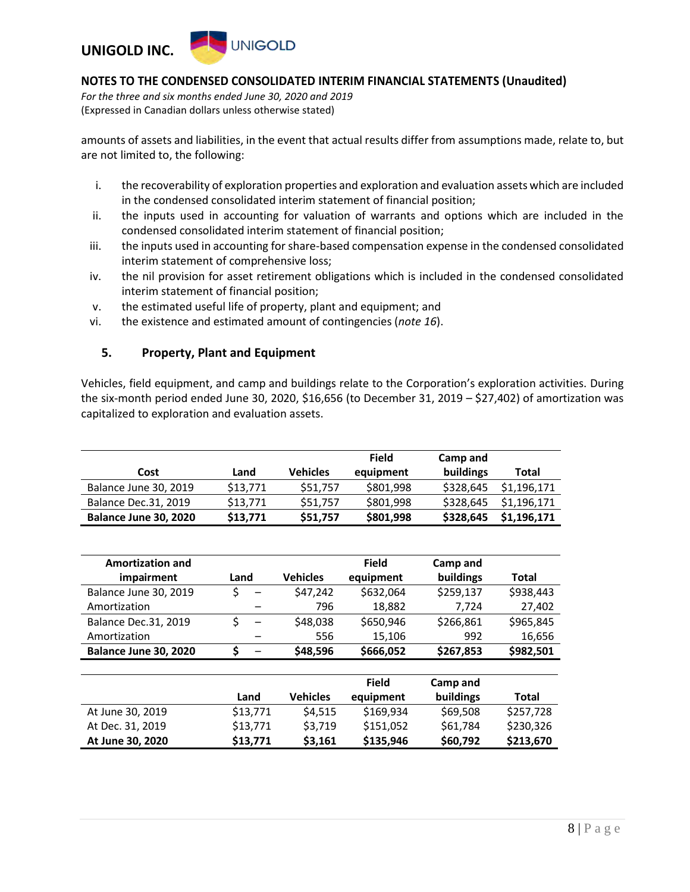amounts of assets and liabilities, in the event that actual results differ from assumptions made, relate to, but are not limited to, the following:

i. the recoverability of exploration properties and exploration and evaluation assets which are included in the condensed consolidated interim statement of financial position;
ii. the inputs used in accounting for valuation of warrants and options which are included in the condensed consolidated interim statement of financial position;
iii. the inputs used in accounting for share-based compensation expense in the condensed consolidated interim statement of comprehensive loss;
iv. the nil provision for asset retirement obligations which is included in the condensed consolidated interim statement of financial position;
v. the estimated useful life of property, plant and equipment; and
vi. the existence and estimated amount of contingencies (*note 16*).

## 5. Property, Plant and Equipment

Vehicles, field equipment, and camp and buildings relate to the Corporation's exploration activities. During the six-month period ended June 30, 2020, $16,656 (to December 31, 2019 – $27,402) of amortization was capitalized to exploration and evaluation assets.

| Cost | Land | Vehicles | Field equipment | Camp and buildings | Total |
|---|---|---|---|---|---|
| Balance June 30, 2019 | $13,771 | $51,757 | $801,998 | $328,645 | $1,196,171 |
| Balance Dec.31, 2019 | $13,771 | $51,757 | $801,998 | $328,645 | $1,196,171 |
| **Balance June 30, 2020** | **$13,771** | **$51,757** | **$801,998** | **$328,645** | **$1,196,171** |

| Amortization and impairment | Land | Vehicles | Field equipment | Camp and buildings | Total |
|---|---|---|---|---|---|
| Balance June 30, 2019 | $ – | $47,242 | $632,064 | $259,137 | $938,443 |
| Amortization | – | 796 | 18,882 | 7,724 | 27,402 |
| Balance Dec.31, 2019 | $ – | $48,038 | $650,946 | $266,861 | $965,845 |
| Amortization | – | 556 | 15,106 | 992 | 16,656 |
| **Balance June 30, 2020** | **$ –** | **$48,596** | **$666,052** | **$267,853** | **$982,501** |

| | Land | Vehicles | Field equipment | Camp and buildings | Total |
|---|---|---|---|---|---|
| At June 30, 2019 | $13,771 | $4,515 | $169,934 | $69,508 | $257,728 |
| At Dec. 31, 2019 | $13,771 | $3,719 | $151,052 | $61,784 | $230,326 |
| **At June 30, 2020** | **$13,771** | **$3,161** | **$135,946** | **$60,792** | **$213,670** |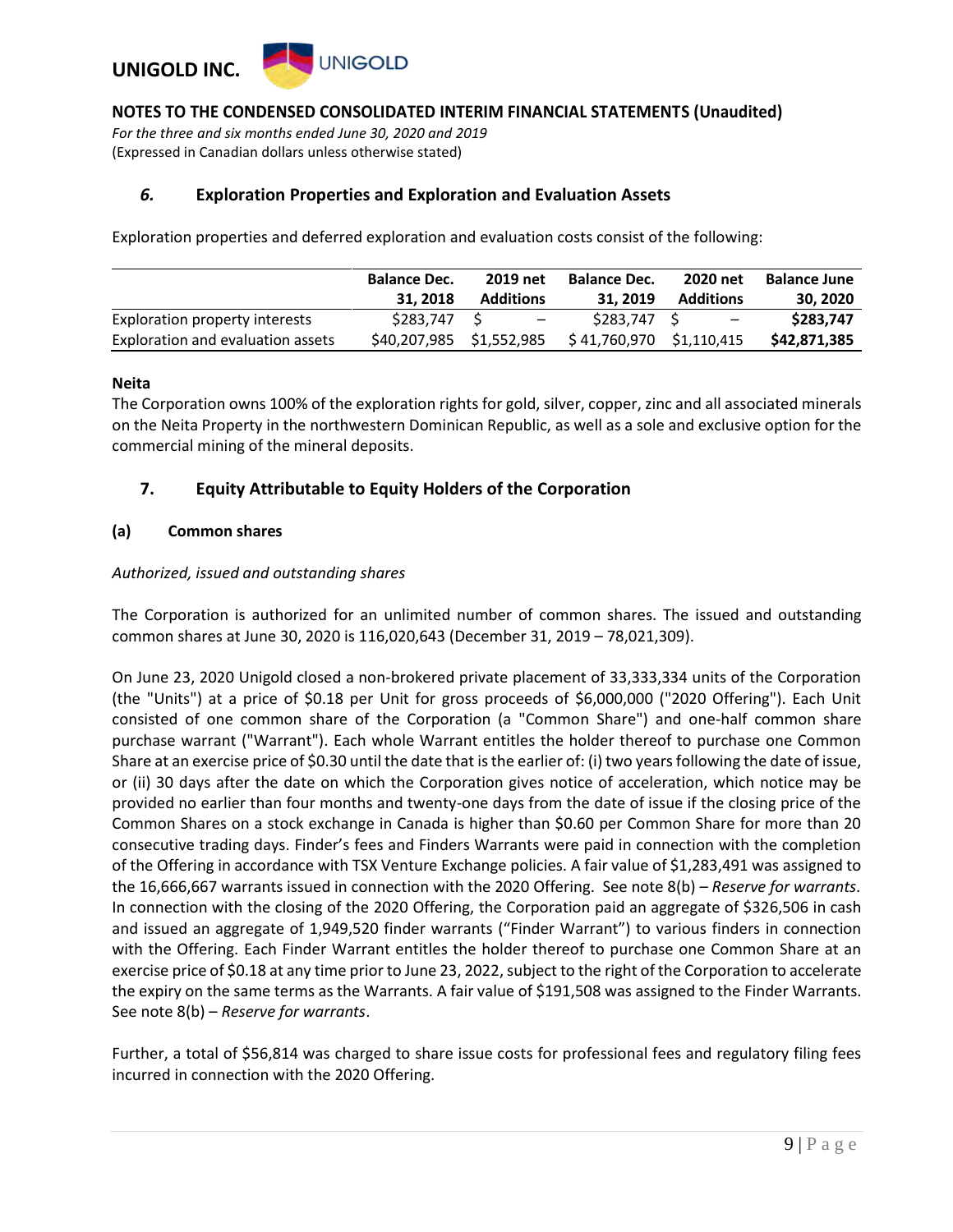## 6. Exploration Properties and Exploration and Evaluation Assets

Exploration properties and deferred exploration and evaluation costs consist of the following:

| | Balance Dec. 31, 2018 | 2019 net Additions | Balance Dec. 31, 2019 | 2020 net Additions | Balance June 30, 2020 |
|---|---|---|---|---|---|
| Exploration property interests | $283,747 | $ – | $283,747 | $ – | **$283,747** |
| Exploration and evaluation assets | $40,207,985 | $1,552,985 | $ 41,760,970 | $1,110,415 | **$42,871,385** |

**Neita**

The Corporation owns 100% of the exploration rights for gold, silver, copper, zinc and all associated minerals on the Neita Property in the northwestern Dominican Republic, as well as a sole and exclusive option for the commercial mining of the mineral deposits.

## 7. Equity Attributable to Equity Holders of the Corporation

### (a) Common shares

*Authorized, issued and outstanding shares*

The Corporation is authorized for an unlimited number of common shares. The issued and outstanding common shares at June 30, 2020 is 116,020,643 (December 31, 2019 – 78,021,309).

On June 23, 2020 Unigold closed a non-brokered private placement of 33,333,334 units of the Corporation (the "Units") at a price of $0.18 per Unit for gross proceeds of $6,000,000 ("2020 Offering"). Each Unit consisted of one common share of the Corporation (a "Common Share") and one-half common share purchase warrant ("Warrant"). Each whole Warrant entitles the holder thereof to purchase one Common Share at an exercise price of $0.30 until the date that is the earlier of: (i) two years following the date of issue, or (ii) 30 days after the date on which the Corporation gives notice of acceleration, which notice may be provided no earlier than four months and twenty-one days from the date of issue if the closing price of the Common Shares on a stock exchange in Canada is higher than $0.60 per Common Share for more than 20 consecutive trading days. Finder's fees and Finders Warrants were paid in connection with the completion of the Offering in accordance with TSX Venture Exchange policies. A fair value of $1,283,491 was assigned to the 16,666,667 warrants issued in connection with the 2020 Offering. See note 8(b) – *Reserve for warrants*. In connection with the closing of the 2020 Offering, the Corporation paid an aggregate of $326,506 in cash and issued an aggregate of 1,949,520 finder warrants ("Finder Warrant") to various finders in connection with the Offering. Each Finder Warrant entitles the holder thereof to purchase one Common Share at an exercise price of $0.18 at any time prior to June 23, 2022, subject to the right of the Corporation to accelerate the expiry on the same terms as the Warrants. A fair value of $191,508 was assigned to the Finder Warrants. See note 8(b) – *Reserve for warrants*.

Further, a total of $56,814 was charged to share issue costs for professional fees and regulatory filing fees incurred in connection with the 2020 Offering.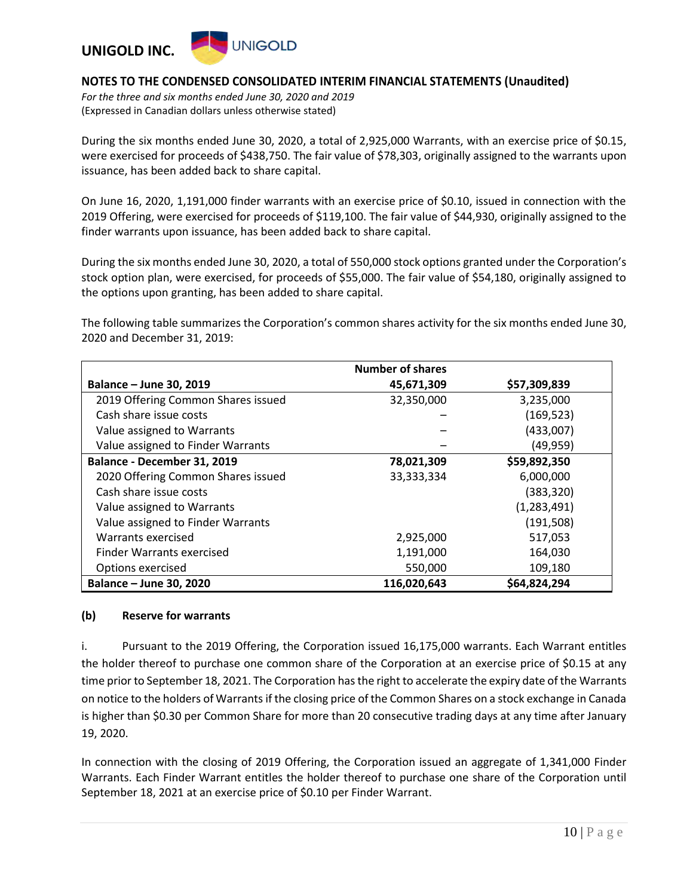During the six months ended June 30, 2020, a total of 2,925,000 Warrants, with an exercise price of $0.15, were exercised for proceeds of $438,750. The fair value of $78,303, originally assigned to the warrants upon issuance, has been added back to share capital.

On June 16, 2020, 1,191,000 finder warrants with an exercise price of $0.10, issued in connection with the 2019 Offering, were exercised for proceeds of $119,100. The fair value of $44,930, originally assigned to the finder warrants upon issuance, has been added back to share capital.

During the six months ended June 30, 2020, a total of 550,000 stock options granted under the Corporation's stock option plan, were exercised, for proceeds of $55,000. The fair value of $54,180, originally assigned to the options upon granting, has been added to share capital.

The following table summarizes the Corporation's common shares activity for the six months ended June 30, 2020 and December 31, 2019:

| | Number of shares | |
|---|---|---|
| **Balance – June 30, 2019** | **45,671,309** | **$57,309,839** |
| 2019 Offering Common Shares issued | 32,350,000 | 3,235,000 |
| Cash share issue costs | – | (169,523) |
| Value assigned to Warrants | – | (433,007) |
| Value assigned to Finder Warrants | – | (49,959) |
| **Balance - December 31, 2019** | **78,021,309** | **$59,892,350** |
| 2020 Offering Common Shares issued | 33,333,334 | 6,000,000 |
| Cash share issue costs | | (383,320) |
| Value assigned to Warrants | | (1,283,491) |
| Value assigned to Finder Warrants | | (191,508) |
| Warrants exercised | 2,925,000 | 517,053 |
| Finder Warrants exercised | 1,191,000 | 164,030 |
| Options exercised | 550,000 | 109,180 |
| **Balance – June 30, 2020** | **116,020,643** | **$64,824,294** |

**(b) Reserve for warrants**

i. Pursuant to the 2019 Offering, the Corporation issued 16,175,000 warrants. Each Warrant entitles the holder thereof to purchase one common share of the Corporation at an exercise price of $0.15 at any time prior to September 18, 2021. The Corporation has the right to accelerate the expiry date of the Warrants on notice to the holders of Warrants if the closing price of the Common Shares on a stock exchange in Canada is higher than $0.30 per Common Share for more than 20 consecutive trading days at any time after January 19, 2020.

In connection with the closing of 2019 Offering, the Corporation issued an aggregate of 1,341,000 Finder Warrants. Each Finder Warrant entitles the holder thereof to purchase one share of the Corporation until September 18, 2021 at an exercise price of $0.10 per Finder Warrant.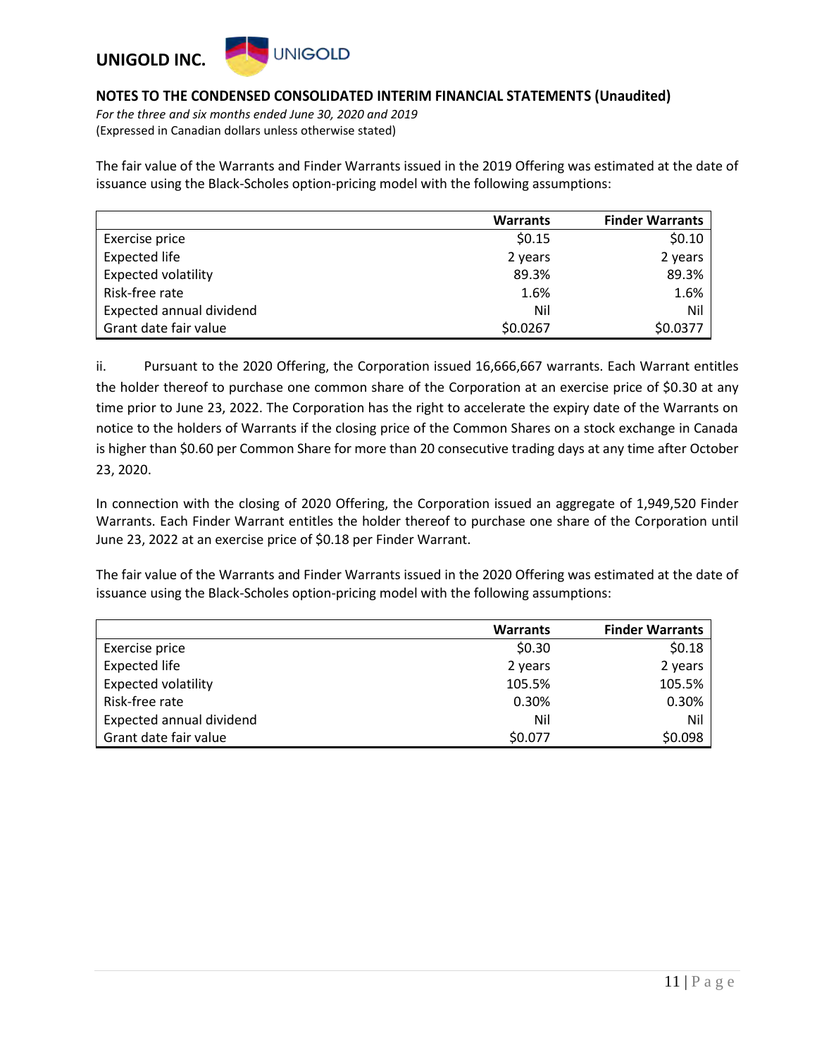The fair value of the Warrants and Finder Warrants issued in the 2019 Offering was estimated at the date of issuance using the Black-Scholes option-pricing model with the following assumptions:

| | Warrants | Finder Warrants |
|---|---|---|
| Exercise price | $0.15 | $0.10 |
| Expected life | 2 years | 2 years |
| Expected volatility | 89.3% | 89.3% |
| Risk-free rate | 1.6% | 1.6% |
| Expected annual dividend | Nil | Nil |
| Grant date fair value | $0.0267 | $0.0377 |

ii. Pursuant to the 2020 Offering, the Corporation issued 16,666,667 warrants. Each Warrant entitles the holder thereof to purchase one common share of the Corporation at an exercise price of $0.30 at any time prior to June 23, 2022. The Corporation has the right to accelerate the expiry date of the Warrants on notice to the holders of Warrants if the closing price of the Common Shares on a stock exchange in Canada is higher than $0.60 per Common Share for more than 20 consecutive trading days at any time after October 23, 2020.

In connection with the closing of 2020 Offering, the Corporation issued an aggregate of 1,949,520 Finder Warrants. Each Finder Warrant entitles the holder thereof to purchase one share of the Corporation until June 23, 2022 at an exercise price of $0.18 per Finder Warrant.

The fair value of the Warrants and Finder Warrants issued in the 2020 Offering was estimated at the date of issuance using the Black-Scholes option-pricing model with the following assumptions:

| | Warrants | Finder Warrants |
|---|---|---|
| Exercise price | $0.30 | $0.18 |
| Expected life | 2 years | 2 years |
| Expected volatility | 105.5% | 105.5% |
| Risk-free rate | 0.30% | 0.30% |
| Expected annual dividend | Nil | Nil |
| Grant date fair value | $0.077 | $0.098 |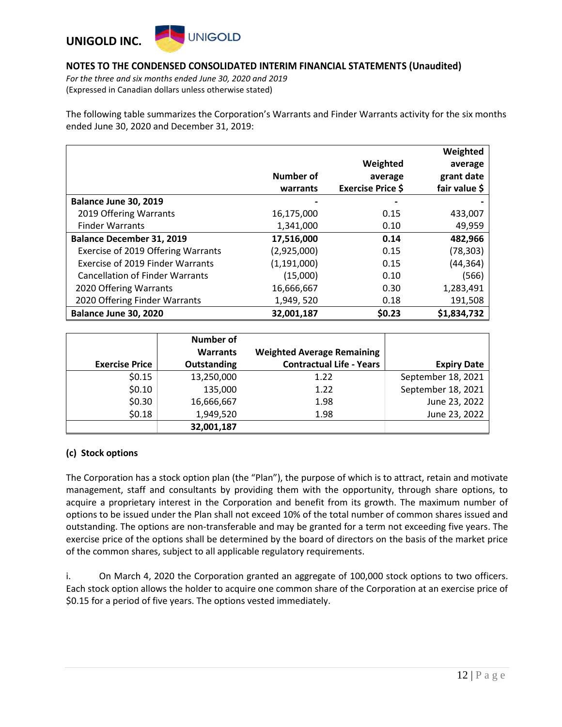The following table summarizes the Corporation's Warrants and Finder Warrants activity for the six months ended June 30, 2020 and December 31, 2019:

| | Number of warrants | Weighted average Exercise Price $ | Weighted average grant date fair value $ |
|---|---|---|---|
| **Balance June 30, 2019** | - | - | - |
| 2019 Offering Warrants | 16,175,000 | 0.15 | 433,007 |
| Finder Warrants | 1,341,000 | 0.10 | 49,959 |
| **Balance December 31, 2019** | **17,516,000** | **0.14** | **482,966** |
| Exercise of 2019 Offering Warrants | (2,925,000) | 0.15 | (78,303) |
| Exercise of 2019 Finder Warrants | (1,191,000) | 0.15 | (44,364) |
| Cancellation of Finder Warrants | (15,000) | 0.10 | (566) |
| 2020 Offering Warrants | 16,666,667 | 0.30 | 1,283,491 |
| 2020 Offering Finder Warrants | 1,949, 520 | 0.18 | 191,508 |
| **Balance June 30, 2020** | **32,001,187** | **$0.23** | **$1,834,732** |

| Exercise Price | Number of Warrants Outstanding | Weighted Average Remaining Contractual Life - Years | Expiry Date |
|---|---|---|---|
| $0.15 | 13,250,000 | 1.22 | September 18, 2021 |
| $0.10 | 135,000 | 1.22 | September 18, 2021 |
| $0.30 | 16,666,667 | 1.98 | June 23, 2022 |
| $0.18 | 1,949,520 | 1.98 | June 23, 2022 |
| | **32,001,187** | | |

**(c) Stock options**

The Corporation has a stock option plan (the "Plan"), the purpose of which is to attract, retain and motivate management, staff and consultants by providing them with the opportunity, through share options, to acquire a proprietary interest in the Corporation and benefit from its growth. The maximum number of options to be issued under the Plan shall not exceed 10% of the total number of common shares issued and outstanding. The options are non-transferable and may be granted for a term not exceeding five years. The exercise price of the options shall be determined by the board of directors on the basis of the market price of the common shares, subject to all applicable regulatory requirements.

i. On March 4, 2020 the Corporation granted an aggregate of 100,000 stock options to two officers. Each stock option allows the holder to acquire one common share of the Corporation at an exercise price of $0.15 for a period of five years. The options vested immediately.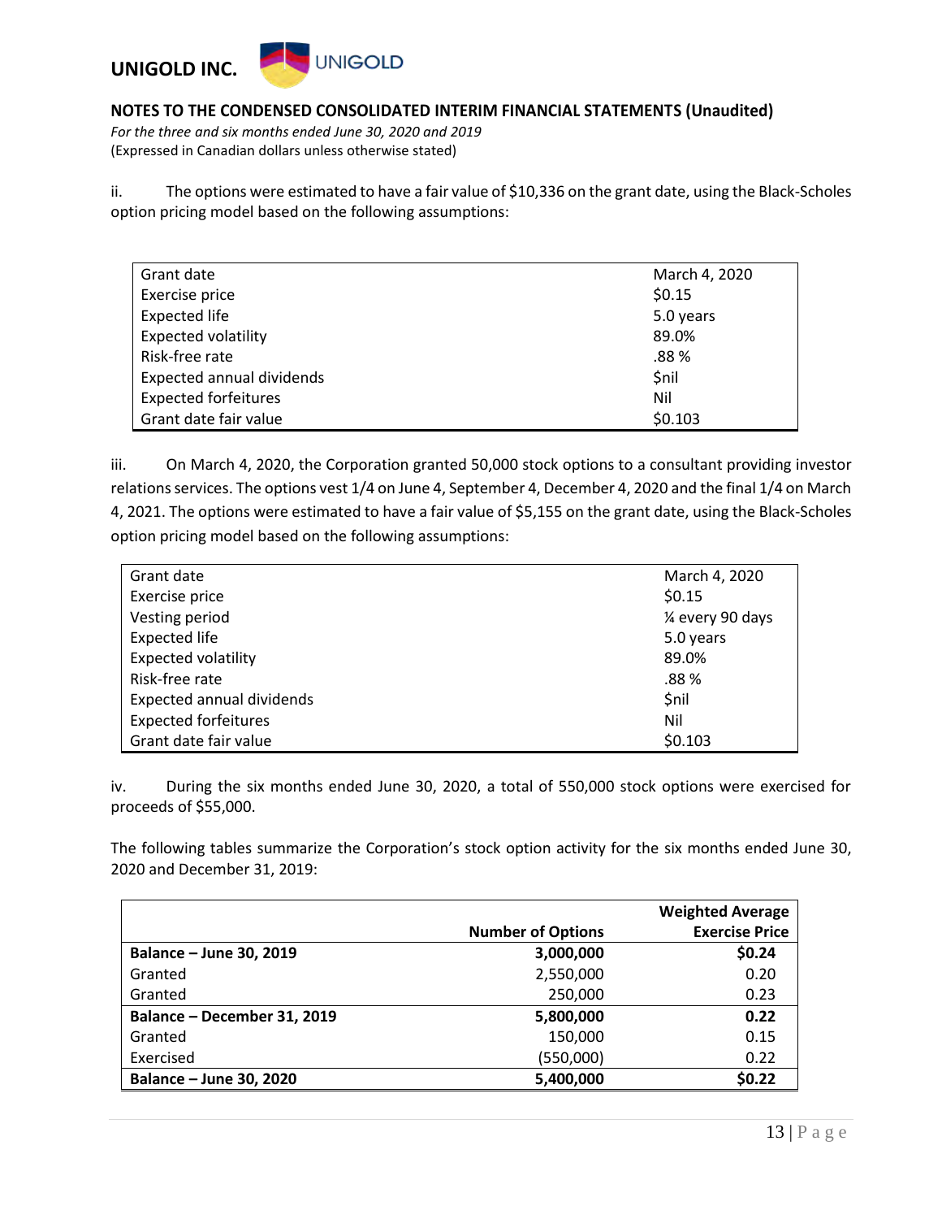ii. The options were estimated to have a fair value of $10,336 on the grant date, using the Black-Scholes option pricing model based on the following assumptions:

| | |
|---|---|
| Grant date | March 4, 2020 |
| Exercise price | $0.15 |
| Expected life | 5.0 years |
| Expected volatility | 89.0% |
| Risk-free rate | .88 % |
| Expected annual dividends | $nil |
| Expected forfeitures | Nil |
| Grant date fair value | $0.103 |

iii. On March 4, 2020, the Corporation granted 50,000 stock options to a consultant providing investor relations services. The options vest 1/4 on June 4, September 4, December 4, 2020 and the final 1/4 on March 4, 2021. The options were estimated to have a fair value of $5,155 on the grant date, using the Black-Scholes option pricing model based on the following assumptions:

| | |
|---|---|
| Grant date | March 4, 2020 |
| Exercise price | $0.15 |
| Vesting period | ¼ every 90 days |
| Expected life | 5.0 years |
| Expected volatility | 89.0% |
| Risk-free rate | .88 % |
| Expected annual dividends | $nil |
| Expected forfeitures | Nil |
| Grant date fair value | $0.103 |

iv. During the six months ended June 30, 2020, a total of 550,000 stock options were exercised for proceeds of $55,000.

The following tables summarize the Corporation's stock option activity for the six months ended June 30, 2020 and December 31, 2019:

| | Number of Options | Weighted Average Exercise Price |
|---|---:|---:|
| **Balance – June 30, 2019** | **3,000,000** | **$0.24** |
| Granted | 2,550,000 | 0.20 |
| Granted | 250,000 | 0.23 |
| **Balance – December 31, 2019** | **5,800,000** | **0.22** |
| Granted | 150,000 | 0.15 |
| Exercised | (550,000) | 0.22 |
| **Balance – June 30, 2020** | **5,400,000** | **$0.22** |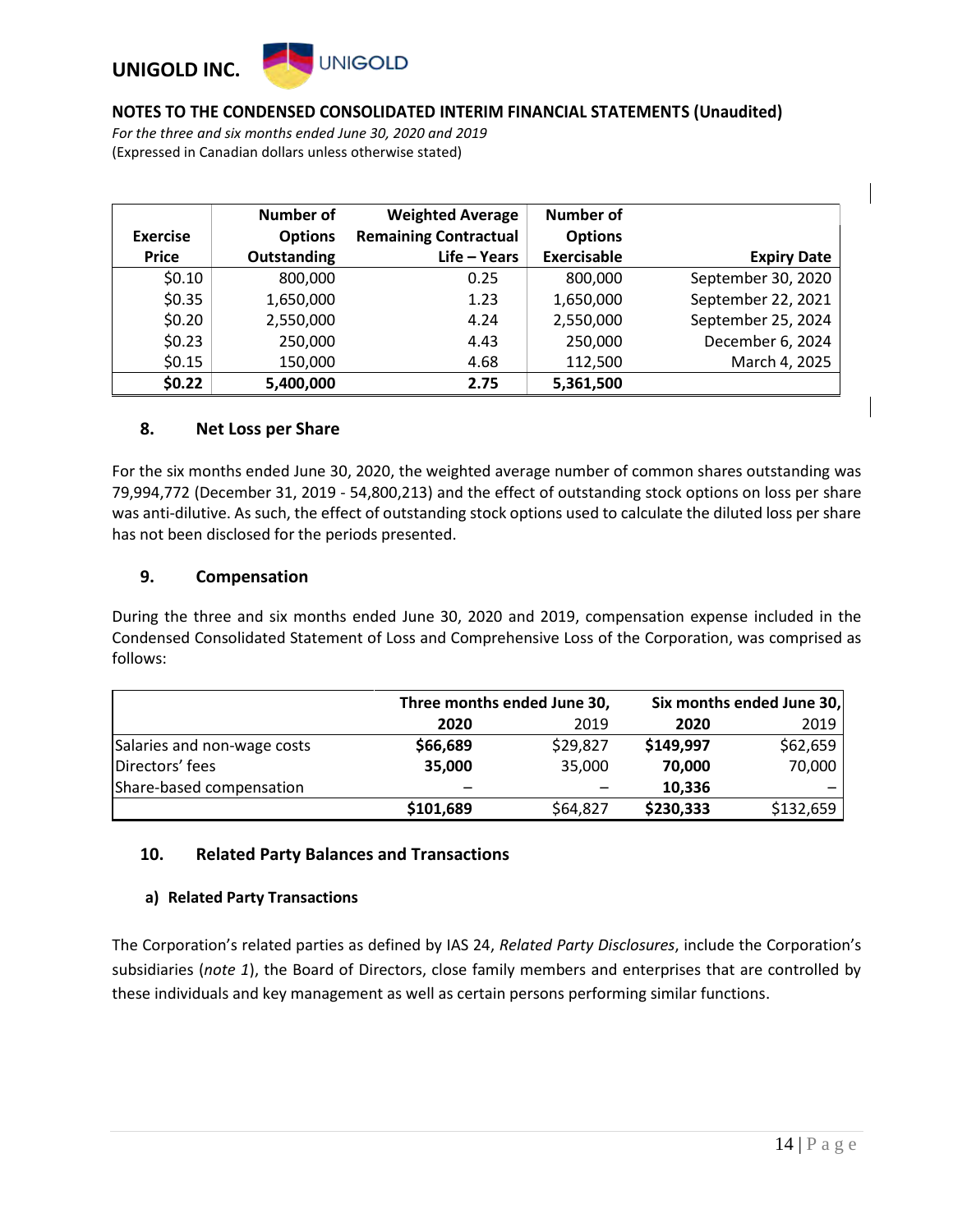| Exercise Price | Number of Options Outstanding | Weighted Average Remaining Contractual Life – Years | Number of Options Exercisable | Expiry Date |
|---|---|---|---|---|
| $0.10 | 800,000 | 0.25 | 800,000 | September 30, 2020 |
| $0.35 | 1,650,000 | 1.23 | 1,650,000 | September 22, 2021 |
| $0.20 | 2,550,000 | 4.24 | 2,550,000 | September 25, 2024 |
| $0.23 | 250,000 | 4.43 | 250,000 | December 6, 2024 |
| $0.15 | 150,000 | 4.68 | 112,500 | March 4, 2025 |
| **$0.22** | **5,400,000** | **2.75** | **5,361,500** | |

## 8. Net Loss per Share

For the six months ended June 30, 2020, the weighted average number of common shares outstanding was 79,994,772 (December 31, 2019 - 54,800,213) and the effect of outstanding stock options on loss per share was anti-dilutive. As such, the effect of outstanding stock options used to calculate the diluted loss per share has not been disclosed for the periods presented.

## 9. Compensation

During the three and six months ended June 30, 2020 and 2019, compensation expense included in the Condensed Consolidated Statement of Loss and Comprehensive Loss of the Corporation, was comprised as follows:

| | Three months ended June 30, | | Six months ended June 30, | |
|---|---|---|---|---|
| | **2020** | 2019 | **2020** | 2019 |
| Salaries and non-wage costs | **$66,689** | $29,827 | **$149,997** | $62,659 |
| Directors' fees | **35,000** | 35,000 | **70,000** | 70,000 |
| Share-based compensation | – | – | **10,336** | – |
| | **$101,689** | $64,827 | **$230,333** | $132,659 |

## 10. Related Party Balances and Transactions

### a) Related Party Transactions

The Corporation's related parties as defined by IAS 24, *Related Party Disclosures*, include the Corporation's subsidiaries (*note 1*), the Board of Directors, close family members and enterprises that are controlled by these individuals and key management as well as certain persons performing similar functions.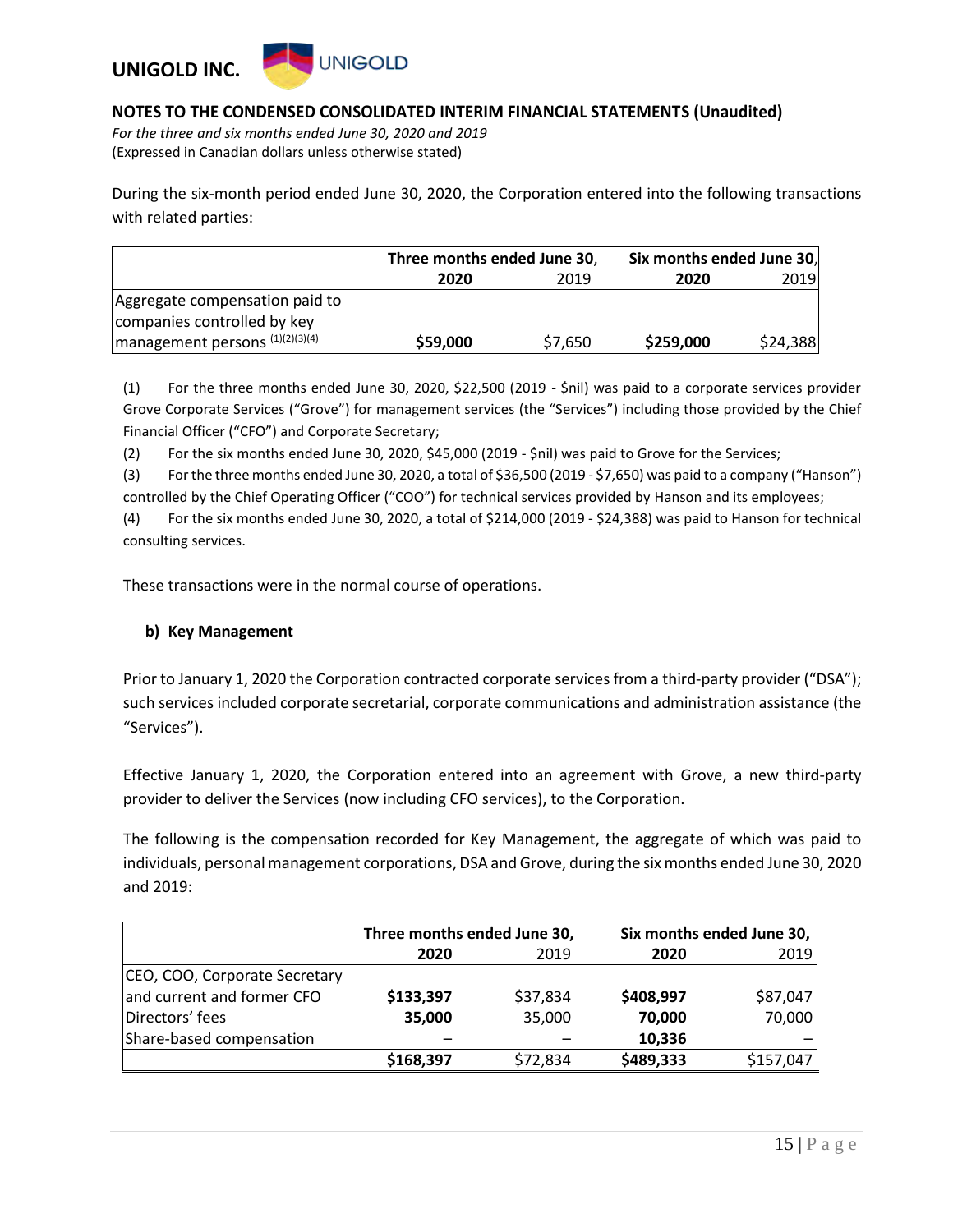During the six-month period ended June 30, 2020, the Corporation entered into the following transactions with related parties:

| | Three months ended June 30, | | Six months ended June 30, | |
|---|---|---|---|---|
| | **2020** | 2019 | **2020** | 2019 |
| Aggregate compensation paid to companies controlled by key management persons (1)(2)(3)(4) | **$59,000** | $7,650 | **$259,000** | $24,388 |

(1) For the three months ended June 30, 2020, $22,500 (2019 - $nil) was paid to a corporate services provider Grove Corporate Services ("Grove") for management services (the "Services") including those provided by the Chief Financial Officer ("CFO") and Corporate Secretary;

(2) For the six months ended June 30, 2020, $45,000 (2019 - $nil) was paid to Grove for the Services;

(3) For the three months ended June 30, 2020, a total of $36,500 (2019 - $7,650) was paid to a company ("Hanson") controlled by the Chief Operating Officer ("COO") for technical services provided by Hanson and its employees;

(4) For the six months ended June 30, 2020, a total of $214,000 (2019 - $24,388) was paid to Hanson for technical consulting services.

These transactions were in the normal course of operations.

### b) Key Management

Prior to January 1, 2020 the Corporation contracted corporate services from a third-party provider ("DSA"); such services included corporate secretarial, corporate communications and administration assistance (the "Services").

Effective January 1, 2020, the Corporation entered into an agreement with Grove, a new third-party provider to deliver the Services (now including CFO services), to the Corporation.

The following is the compensation recorded for Key Management, the aggregate of which was paid to individuals, personal management corporations, DSA and Grove, during the six months ended June 30, 2020 and 2019:

| | Three months ended June 30, | | Six months ended June 30, | |
|---|---|---|---|---|
| | **2020** | 2019 | **2020** | 2019 |
| CEO, COO, Corporate Secretary and current and former CFO | **$133,397** | $37,834 | **$408,997** | $87,047 |
| Directors' fees | **35,000** | 35,000 | **70,000** | 70,000 |
| Share-based compensation | – | – | **10,336** | – |
| | **$168,397** | $72,834 | **$489,333** | $157,047 |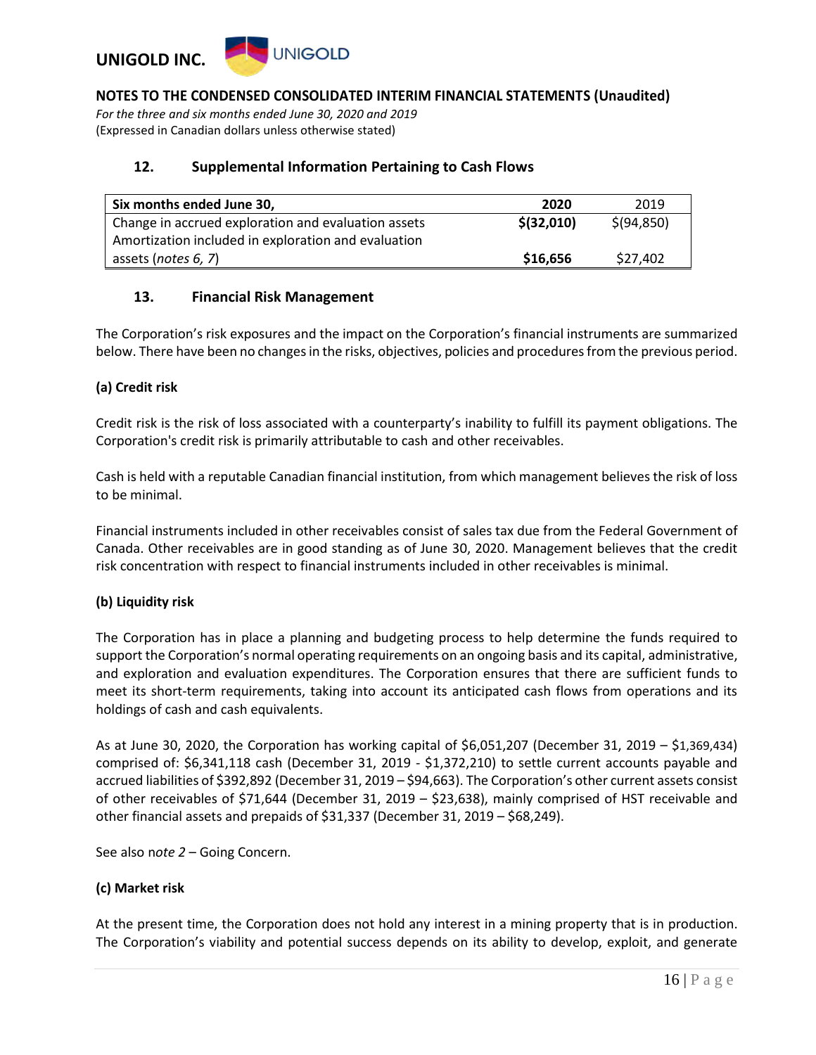## 12. Supplemental Information Pertaining to Cash Flows

| Six months ended June 30, | 2020 | 2019 |
|---|---|---|
| Change in accrued exploration and evaluation assets | **$(32,010)** | $(94,850) |
| Amortization included in exploration and evaluation assets (*notes 6, 7*) | **$16,656** | $27,402 |

## 13. Financial Risk Management

The Corporation's risk exposures and the impact on the Corporation's financial instruments are summarized below. There have been no changes in the risks, objectives, policies and procedures from the previous period.

**(a) Credit risk**

Credit risk is the risk of loss associated with a counterparty's inability to fulfill its payment obligations. The Corporation's credit risk is primarily attributable to cash and other receivables.

Cash is held with a reputable Canadian financial institution, from which management believes the risk of loss to be minimal.

Financial instruments included in other receivables consist of sales tax due from the Federal Government of Canada. Other receivables are in good standing as of June 30, 2020. Management believes that the credit risk concentration with respect to financial instruments included in other receivables is minimal.

**(b) Liquidity risk**

The Corporation has in place a planning and budgeting process to help determine the funds required to support the Corporation's normal operating requirements on an ongoing basis and its capital, administrative, and exploration and evaluation expenditures. The Corporation ensures that there are sufficient funds to meet its short-term requirements, taking into account its anticipated cash flows from operations and its holdings of cash and cash equivalents.

As at June 30, 2020, the Corporation has working capital of $6,051,207 (December 31, 2019 – $1,369,434) comprised of: $6,341,118 cash (December 31, 2019 - $1,372,210) to settle current accounts payable and accrued liabilities of $392,892 (December 31, 2019 – $94,663). The Corporation's other current assets consist of other receivables of $71,644 (December 31, 2019 – $23,638), mainly comprised of HST receivable and other financial assets and prepaids of $31,337 (December 31, 2019 – $68,249).

See also n*ote 2* – Going Concern.

**(c) Market risk**

At the present time, the Corporation does not hold any interest in a mining property that is in production. The Corporation's viability and potential success depends on its ability to develop, exploit, and generate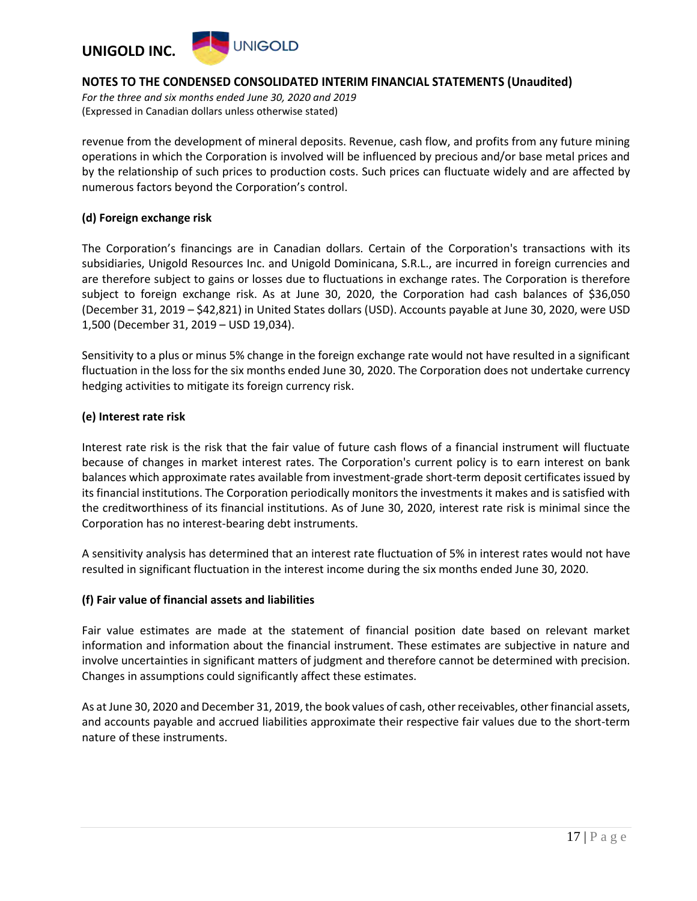revenue from the development of mineral deposits. Revenue, cash flow, and profits from any future mining operations in which the Corporation is involved will be influenced by precious and/or base metal prices and by the relationship of such prices to production costs. Such prices can fluctuate widely and are affected by numerous factors beyond the Corporation's control.

**(d) Foreign exchange risk**

The Corporation's financings are in Canadian dollars. Certain of the Corporation's transactions with its subsidiaries, Unigold Resources Inc. and Unigold Dominicana, S.R.L., are incurred in foreign currencies and are therefore subject to gains or losses due to fluctuations in exchange rates. The Corporation is therefore subject to foreign exchange risk. As at June 30, 2020, the Corporation had cash balances of $36,050 (December 31, 2019 – $42,821) in United States dollars (USD). Accounts payable at June 30, 2020, were USD 1,500 (December 31, 2019 – USD 19,034).

Sensitivity to a plus or minus 5% change in the foreign exchange rate would not have resulted in a significant fluctuation in the loss for the six months ended June 30, 2020. The Corporation does not undertake currency hedging activities to mitigate its foreign currency risk.

**(e) Interest rate risk**

Interest rate risk is the risk that the fair value of future cash flows of a financial instrument will fluctuate because of changes in market interest rates. The Corporation's current policy is to earn interest on bank balances which approximate rates available from investment-grade short-term deposit certificates issued by its financial institutions. The Corporation periodically monitors the investments it makes and is satisfied with the creditworthiness of its financial institutions. As of June 30, 2020, interest rate risk is minimal since the Corporation has no interest-bearing debt instruments.

A sensitivity analysis has determined that an interest rate fluctuation of 5% in interest rates would not have resulted in significant fluctuation in the interest income during the six months ended June 30, 2020.

**(f) Fair value of financial assets and liabilities**

Fair value estimates are made at the statement of financial position date based on relevant market information and information about the financial instrument. These estimates are subjective in nature and involve uncertainties in significant matters of judgment and therefore cannot be determined with precision. Changes in assumptions could significantly affect these estimates.

As at June 30, 2020 and December 31, 2019, the book values of cash, other receivables, other financial assets, and accounts payable and accrued liabilities approximate their respective fair values due to the short-term nature of these instruments.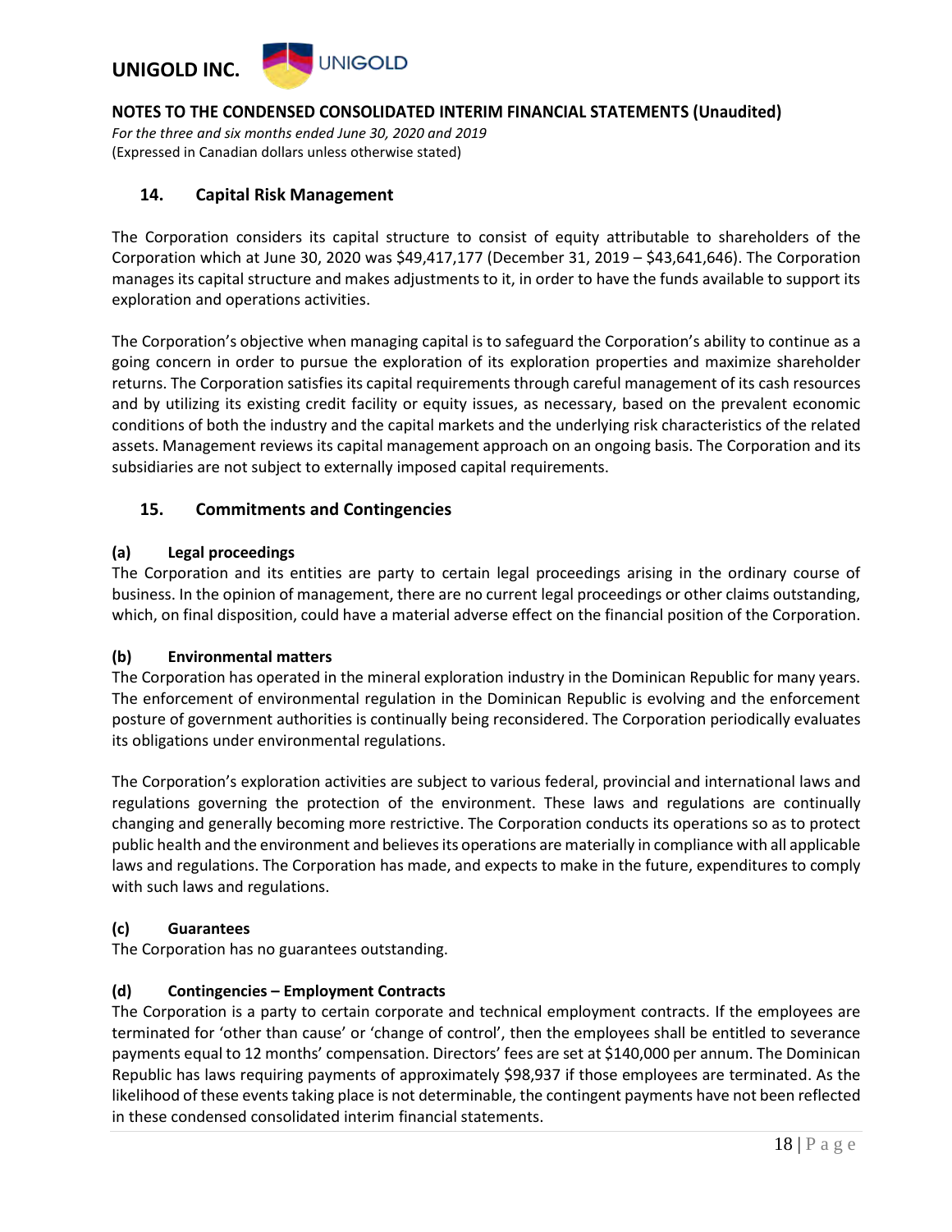## 14. Capital Risk Management

The Corporation considers its capital structure to consist of equity attributable to shareholders of the Corporation which at June 30, 2020 was $49,417,177 (December 31, 2019 – $43,641,646). The Corporation manages its capital structure and makes adjustments to it, in order to have the funds available to support its exploration and operations activities.

The Corporation's objective when managing capital is to safeguard the Corporation's ability to continue as a going concern in order to pursue the exploration of its exploration properties and maximize shareholder returns. The Corporation satisfies its capital requirements through careful management of its cash resources and by utilizing its existing credit facility or equity issues, as necessary, based on the prevalent economic conditions of both the industry and the capital markets and the underlying risk characteristics of the related assets. Management reviews its capital management approach on an ongoing basis. The Corporation and its subsidiaries are not subject to externally imposed capital requirements.

## 15. Commitments and Contingencies

### (a) Legal proceedings

The Corporation and its entities are party to certain legal proceedings arising in the ordinary course of business. In the opinion of management, there are no current legal proceedings or other claims outstanding, which, on final disposition, could have a material adverse effect on the financial position of the Corporation.

### (b) Environmental matters

The Corporation has operated in the mineral exploration industry in the Dominican Republic for many years. The enforcement of environmental regulation in the Dominican Republic is evolving and the enforcement posture of government authorities is continually being reconsidered. The Corporation periodically evaluates its obligations under environmental regulations.

The Corporation's exploration activities are subject to various federal, provincial and international laws and regulations governing the protection of the environment. These laws and regulations are continually changing and generally becoming more restrictive. The Corporation conducts its operations so as to protect public health and the environment and believes its operations are materially in compliance with all applicable laws and regulations. The Corporation has made, and expects to make in the future, expenditures to comply with such laws and regulations.

### (c) Guarantees

The Corporation has no guarantees outstanding.

### (d) Contingencies – Employment Contracts

The Corporation is a party to certain corporate and technical employment contracts. If the employees are terminated for 'other than cause' or 'change of control', then the employees shall be entitled to severance payments equal to 12 months' compensation. Directors' fees are set at $140,000 per annum. The Dominican Republic has laws requiring payments of approximately $98,937 if those employees are terminated. As the likelihood of these events taking place is not determinable, the contingent payments have not been reflected in these condensed consolidated interim financial statements.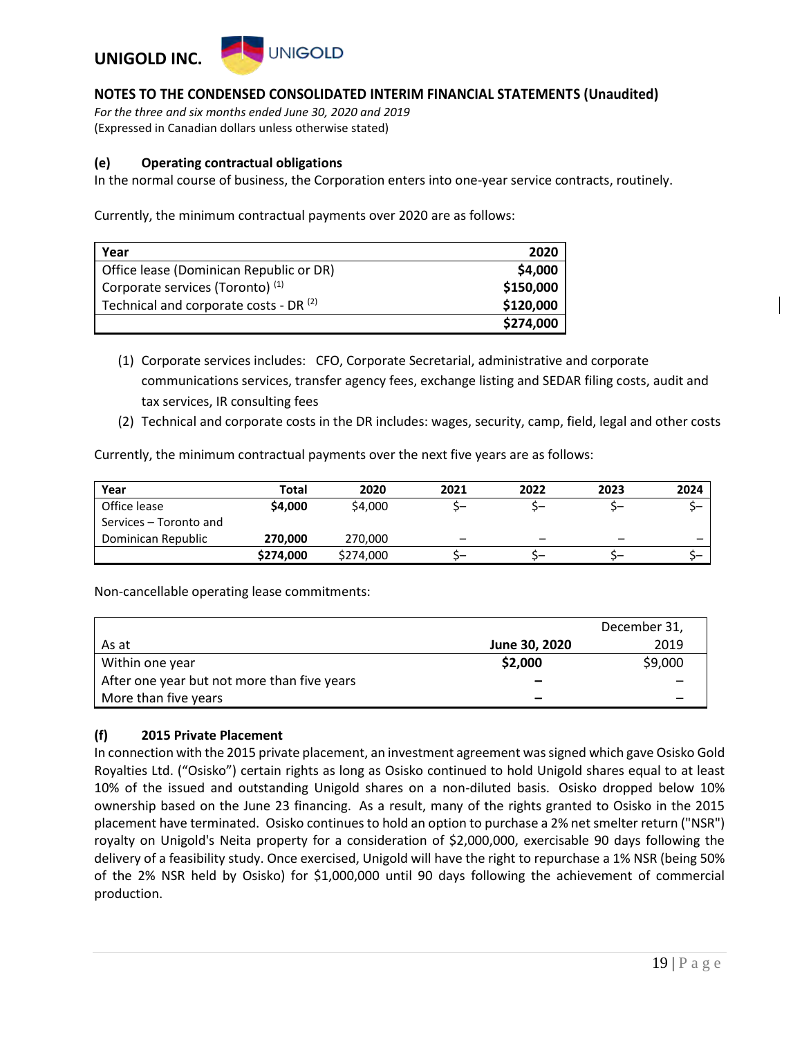### (e) Operating contractual obligations

In the normal course of business, the Corporation enters into one-year service contracts, routinely.

Currently, the minimum contractual payments over 2020 are as follows:

| Year | 2020 |
|---|---|
| Office lease (Dominican Republic or DR) | **$4,000** |
| Corporate services (Toronto) (1) | **$150,000** |
| Technical and corporate costs - DR (2) | **$120,000** |
| | **$274,000** |

1. Corporate services includes: CFO, Corporate Secretarial, administrative and corporate communications services, transfer agency fees, exchange listing and SEDAR filing costs, audit and tax services, IR consulting fees
2. Technical and corporate costs in the DR includes: wages, security, camp, field, legal and other costs

Currently, the minimum contractual payments over the next five years are as follows:

| Year | Total | 2020 | 2021 | 2022 | 2023 | 2024 |
|---|---|---|---|---|---|---|
| Office lease | **$4,000** | $4,000 | $– | $– | $– | $– |
| Services – Toronto and Dominican Republic | **270,000** | 270,000 | – | – | – | – |
| | **$274,000** | $274,000 | $– | $– | $– | $– |

Non-cancellable operating lease commitments:

| As at | June 30, 2020 | December 31, 2019 |
|---|---|---|
| Within one year | **$2,000** | $9,000 |
| After one year but not more than five years | **–** | – |
| More than five years | **–** | – |

### (f) 2015 Private Placement

In connection with the 2015 private placement, an investment agreement was signed which gave Osisko Gold Royalties Ltd. ("Osisko") certain rights as long as Osisko continued to hold Unigold shares equal to at least 10% of the issued and outstanding Unigold shares on a non-diluted basis. Osisko dropped below 10% ownership based on the June 23 financing. As a result, many of the rights granted to Osisko in the 2015 placement have terminated. Osisko continues to hold an option to purchase a 2% net smelter return ("NSR") royalty on Unigold's Neita property for a consideration of $2,000,000, exercisable 90 days following the delivery of a feasibility study. Once exercised, Unigold will have the right to repurchase a 1% NSR (being 50% of the 2% NSR held by Osisko) for $1,000,000 until 90 days following the achievement of commercial production.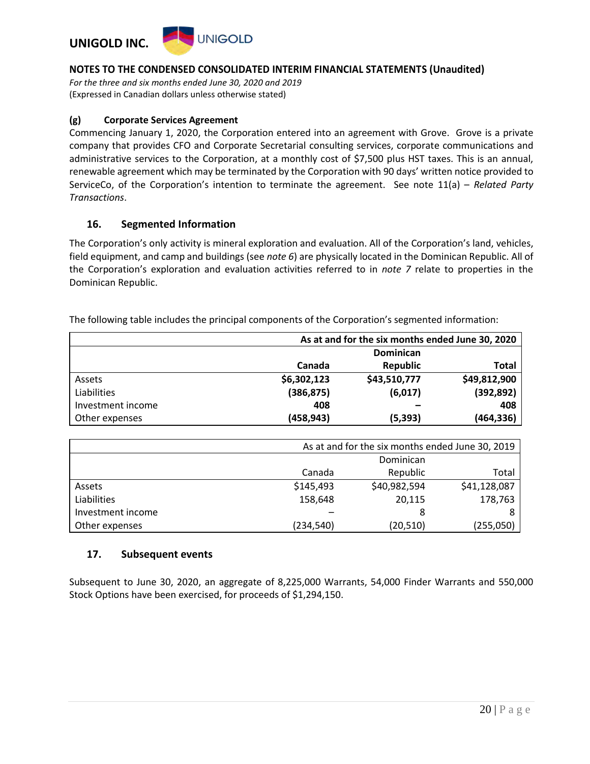#### (g) Corporate Services Agreement

Commencing January 1, 2020, the Corporation entered into an agreement with Grove. Grove is a private company that provides CFO and Corporate Secretarial consulting services, corporate communications and administrative services to the Corporation, at a monthly cost of $7,500 plus HST taxes. This is an annual, renewable agreement which may be terminated by the Corporation with 90 days' written notice provided to ServiceCo, of the Corporation's intention to terminate the agreement. See note 11(a) – *Related Party Transactions*.

## 16. Segmented Information

The Corporation's only activity is mineral exploration and evaluation. All of the Corporation's land, vehicles, field equipment, and camp and buildings (see *note 6*) are physically located in the Dominican Republic. All of the Corporation's exploration and evaluation activities referred to in *note 7* relate to properties in the Dominican Republic.

The following table includes the principal components of the Corporation's segmented information:

| | **As at and for the six months ended June 30, 2020** | | |
|---|---|---|---|
| | **Canada** | **Dominican Republic** | **Total** |
| Assets | **$6,302,123** | **$43,510,777** | **$49,812,900** |
| Liabilities | **(386,875)** | **(6,017)** | **(392,892)** |
| Investment income | **408** | **–** | **408** |
| Other expenses | **(458,943)** | **(5,393)** | **(464,336)** |

| | As at and for the six months ended June 30, 2019 | | |
|---|---|---|---|
| | Canada | Dominican Republic | Total |
| Assets | $145,493 | $40,982,594 | $41,128,087 |
| Liabilities | 158,648 | 20,115 | 178,763 |
| Investment income | – | 8 | 8 |
| Other expenses | (234,540) | (20,510) | (255,050) |

## 17. Subsequent events

Subsequent to June 30, 2020, an aggregate of 8,225,000 Warrants, 54,000 Finder Warrants and 550,000 Stock Options have been exercised, for proceeds of $1,294,150.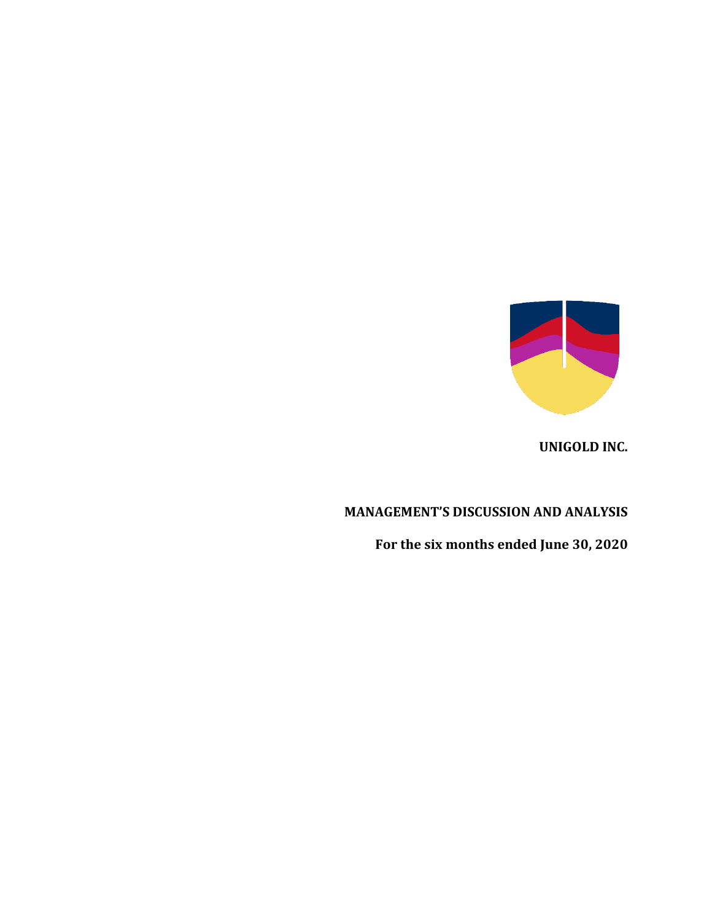**UNIGOLD INC.**

**MANAGEMENT'S DISCUSSION AND ANALYSIS**

**For the six months ended June 30, 2020**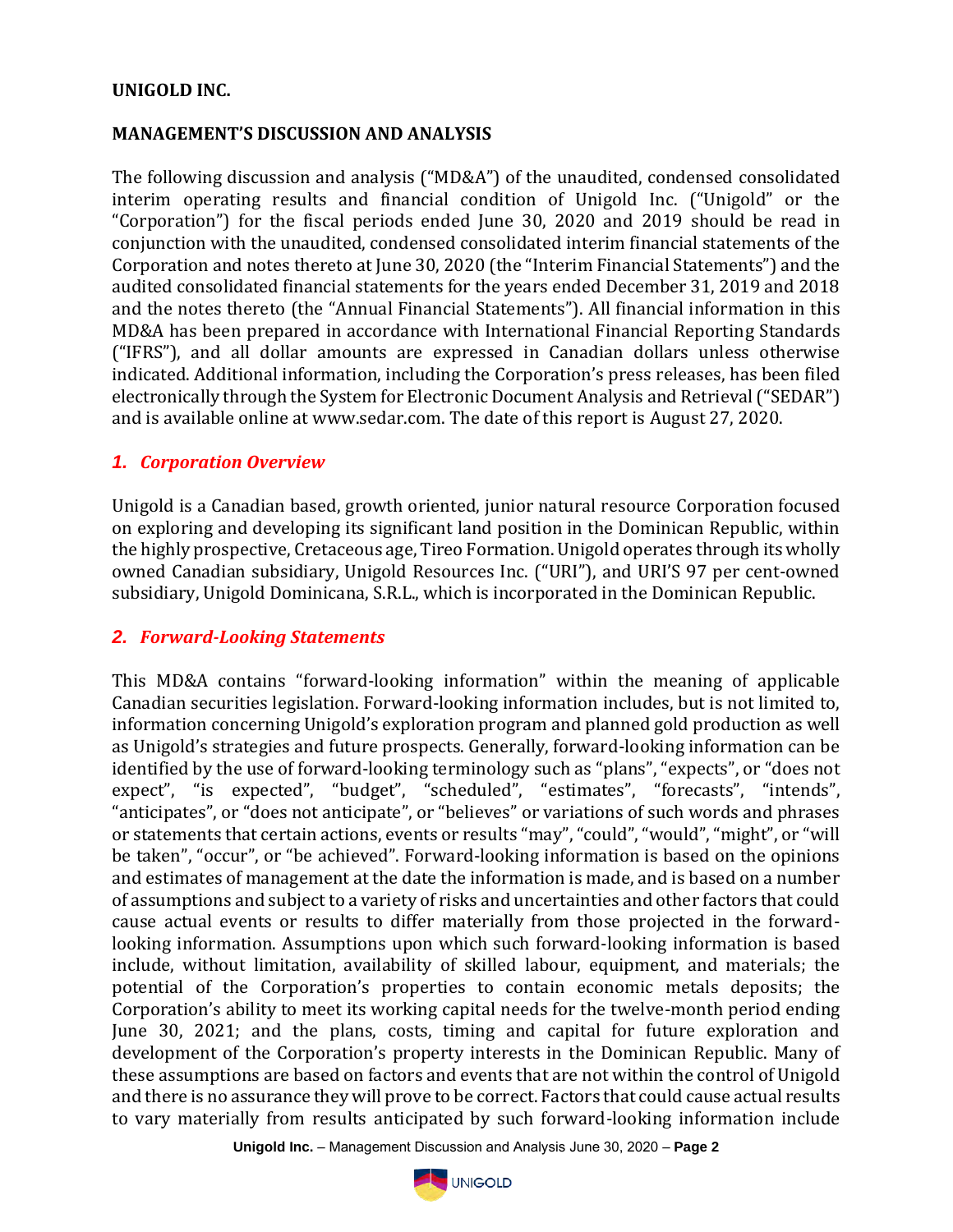**UNIGOLD INC.**

**MANAGEMENT'S DISCUSSION AND ANALYSIS**

The following discussion and analysis ("MD&A") of the unaudited, condensed consolidated interim operating results and financial condition of Unigold Inc. ("Unigold" or the "Corporation") for the fiscal periods ended June 30, 2020 and 2019 should be read in conjunction with the unaudited, condensed consolidated interim financial statements of the Corporation and notes thereto at June 30, 2020 (the "Interim Financial Statements") and the audited consolidated financial statements for the years ended December 31, 2019 and 2018 and the notes thereto (the "Annual Financial Statements"). All financial information in this MD&A has been prepared in accordance with International Financial Reporting Standards ("IFRS"), and all dollar amounts are expressed in Canadian dollars unless otherwise indicated. Additional information, including the Corporation's press releases, has been filed electronically through the System for Electronic Document Analysis and Retrieval ("SEDAR") and is available online at www.sedar.com. The date of this report is August 27, 2020.

## *1. Corporation Overview*

Unigold is a Canadian based, growth oriented, junior natural resource Corporation focused on exploring and developing its significant land position in the Dominican Republic, within the highly prospective, Cretaceous age, Tireo Formation. Unigold operates through its wholly owned Canadian subsidiary, Unigold Resources Inc. ("URI"), and URI'S 97 per cent-owned subsidiary, Unigold Dominicana, S.R.L., which is incorporated in the Dominican Republic.

## *2. Forward-Looking Statements*

This MD&A contains "forward-looking information" within the meaning of applicable Canadian securities legislation. Forward-looking information includes, but is not limited to, information concerning Unigold's exploration program and planned gold production as well as Unigold's strategies and future prospects. Generally, forward-looking information can be identified by the use of forward-looking terminology such as "plans", "expects", or "does not expect", "is expected", "budget", "scheduled", "estimates", "forecasts", "intends", "anticipates", or "does not anticipate", or "believes" or variations of such words and phrases or statements that certain actions, events or results "may", "could", "would", "might", or "will be taken", "occur", or "be achieved". Forward-looking information is based on the opinions and estimates of management at the date the information is made, and is based on a number of assumptions and subject to a variety of risks and uncertainties and other factors that could cause actual events or results to differ materially from those projected in the forward-looking information. Assumptions upon which such forward-looking information is based include, without limitation, availability of skilled labour, equipment, and materials; the potential of the Corporation's properties to contain economic metals deposits; the Corporation's ability to meet its working capital needs for the twelve-month period ending June 30, 2021; and the plans, costs, timing and capital for future exploration and development of the Corporation's property interests in the Dominican Republic. Many of these assumptions are based on factors and events that are not within the control of Unigold and there is no assurance they will prove to be correct. Factors that could cause actual results to vary materially from results anticipated by such forward-looking information include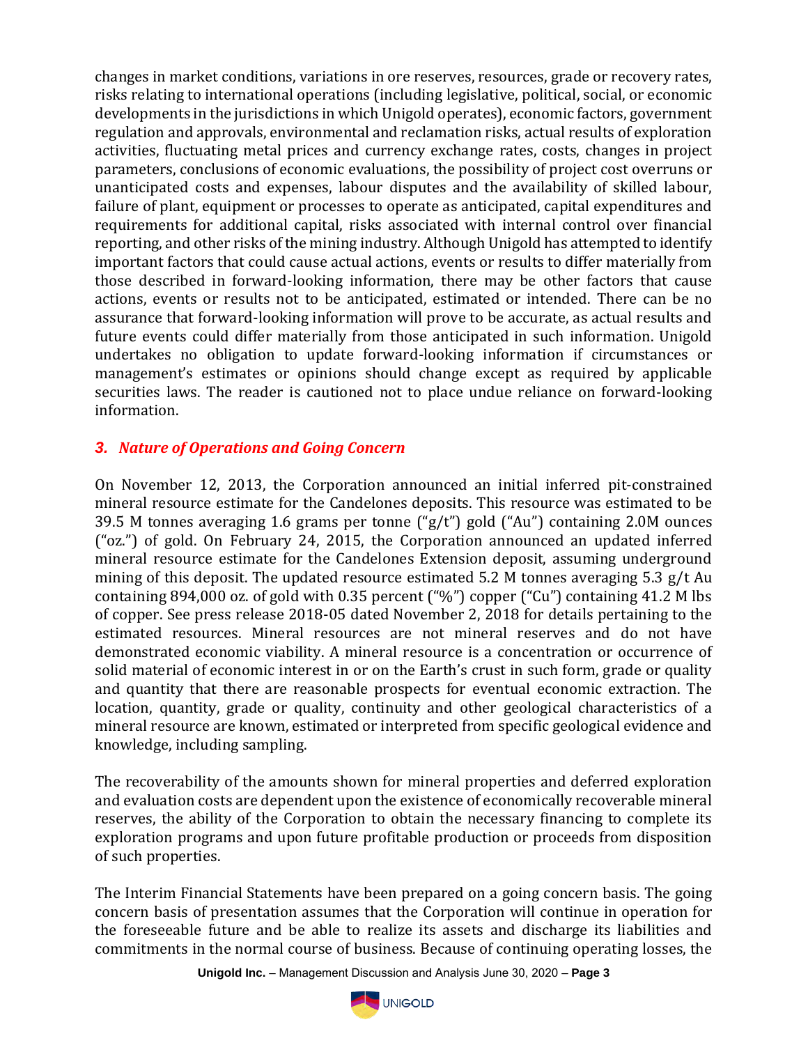changes in market conditions, variations in ore reserves, resources, grade or recovery rates, risks relating to international operations (including legislative, political, social, or economic developments in the jurisdictions in which Unigold operates), economic factors, government regulation and approvals, environmental and reclamation risks, actual results of exploration activities, fluctuating metal prices and currency exchange rates, costs, changes in project parameters, conclusions of economic evaluations, the possibility of project cost overruns or unanticipated costs and expenses, labour disputes and the availability of skilled labour, failure of plant, equipment or processes to operate as anticipated, capital expenditures and requirements for additional capital, risks associated with internal control over financial reporting, and other risks of the mining industry. Although Unigold has attempted to identify important factors that could cause actual actions, events or results to differ materially from those described in forward-looking information, there may be other factors that cause actions, events or results not to be anticipated, estimated or intended. There can be no assurance that forward-looking information will prove to be accurate, as actual results and future events could differ materially from those anticipated in such information. Unigold undertakes no obligation to update forward-looking information if circumstances or management's estimates or opinions should change except as required by applicable securities laws. The reader is cautioned not to place undue reliance on forward-looking information.

## *3. Nature of Operations and Going Concern*

On November 12, 2013, the Corporation announced an initial inferred pit-constrained mineral resource estimate for the Candelones deposits. This resource was estimated to be 39.5 M tonnes averaging 1.6 grams per tonne ("g/t") gold ("Au") containing 2.0M ounces ("oz.") of gold. On February 24, 2015, the Corporation announced an updated inferred mineral resource estimate for the Candelones Extension deposit, assuming underground mining of this deposit. The updated resource estimated 5.2 M tonnes averaging 5.3 g/t Au containing 894,000 oz. of gold with 0.35 percent ("%") copper ("Cu") containing 41.2 M lbs of copper. See press release 2018-05 dated November 2, 2018 for details pertaining to the estimated resources. Mineral resources are not mineral reserves and do not have demonstrated economic viability. A mineral resource is a concentration or occurrence of solid material of economic interest in or on the Earth's crust in such form, grade or quality and quantity that there are reasonable prospects for eventual economic extraction. The location, quantity, grade or quality, continuity and other geological characteristics of a mineral resource are known, estimated or interpreted from specific geological evidence and knowledge, including sampling.

The recoverability of the amounts shown for mineral properties and deferred exploration and evaluation costs are dependent upon the existence of economically recoverable mineral reserves, the ability of the Corporation to obtain the necessary financing to complete its exploration programs and upon future profitable production or proceeds from disposition of such properties.

The Interim Financial Statements have been prepared on a going concern basis. The going concern basis of presentation assumes that the Corporation will continue in operation for the foreseeable future and be able to realize its assets and discharge its liabilities and commitments in the normal course of business. Because of continuing operating losses, the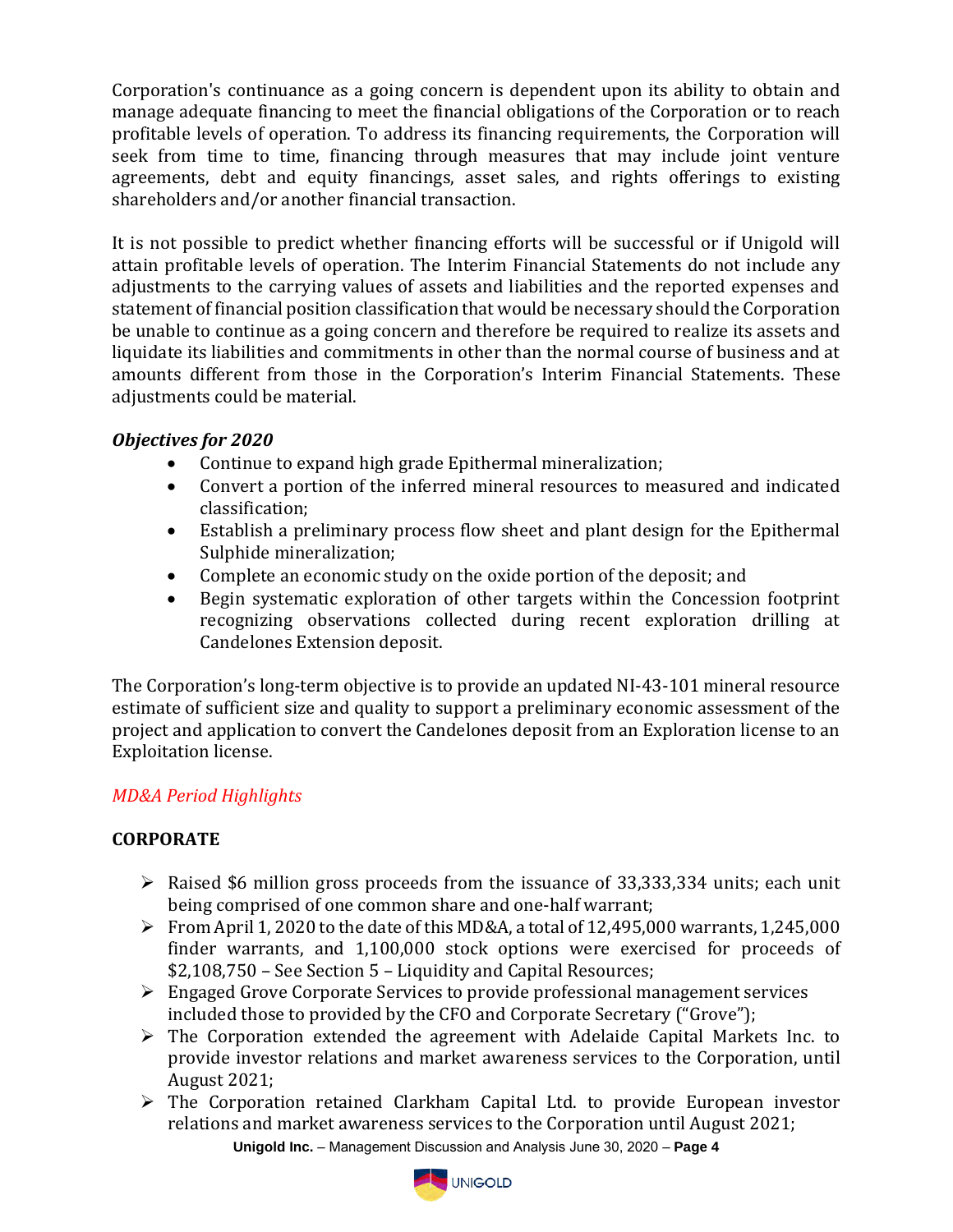Corporation's continuance as a going concern is dependent upon its ability to obtain and manage adequate financing to meet the financial obligations of the Corporation or to reach profitable levels of operation. To address its financing requirements, the Corporation will seek from time to time, financing through measures that may include joint venture agreements, debt and equity financings, asset sales, and rights offerings to existing shareholders and/or another financial transaction.

It is not possible to predict whether financing efforts will be successful or if Unigold will attain profitable levels of operation. The Interim Financial Statements do not include any adjustments to the carrying values of assets and liabilities and the reported expenses and statement of financial position classification that would be necessary should the Corporation be unable to continue as a going concern and therefore be required to realize its assets and liquidate its liabilities and commitments in other than the normal course of business and at amounts different from those in the Corporation's Interim Financial Statements. These adjustments could be material.

***Objectives for 2020***

- Continue to expand high grade Epithermal mineralization;
- Convert a portion of the inferred mineral resources to measured and indicated classification;
- Establish a preliminary process flow sheet and plant design for the Epithermal Sulphide mineralization;
- Complete an economic study on the oxide portion of the deposit; and
- Begin systematic exploration of other targets within the Concession footprint recognizing observations collected during recent exploration drilling at Candelones Extension deposit.

The Corporation's long-term objective is to provide an updated NI-43-101 mineral resource estimate of sufficient size and quality to support a preliminary economic assessment of the project and application to convert the Candelones deposit from an Exploration license to an Exploitation license.

*MD&A Period Highlights*

**CORPORATE**

- Raised \$6 million gross proceeds from the issuance of 33,333,334 units; each unit being comprised of one common share and one-half warrant;
- From April 1, 2020 to the date of this MD&A, a total of 12,495,000 warrants, 1,245,000 finder warrants, and 1,100,000 stock options were exercised for proceeds of \$2,108,750 – See Section 5 – Liquidity and Capital Resources;
- Engaged Grove Corporate Services to provide professional management services included those to provided by the CFO and Corporate Secretary ("Grove");
- The Corporation extended the agreement with Adelaide Capital Markets Inc. to provide investor relations and market awareness services to the Corporation, until August 2021;
- The Corporation retained Clarkham Capital Ltd. to provide European investor relations and market awareness services to the Corporation until August 2021;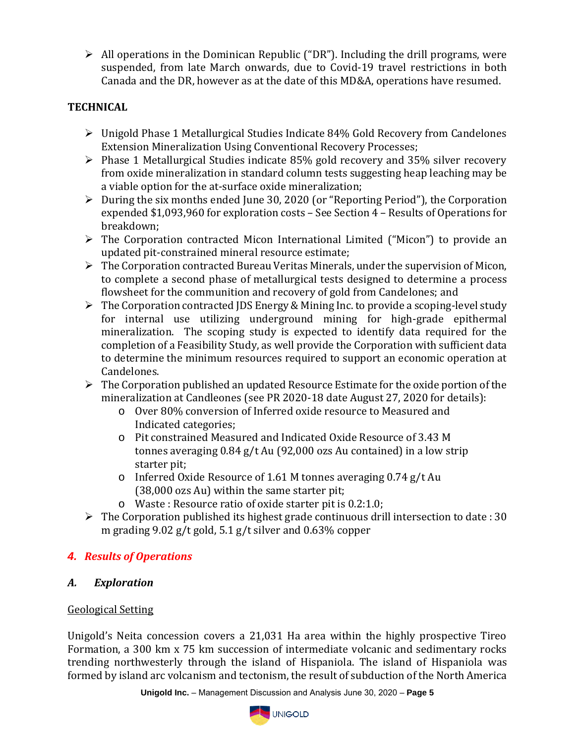- All operations in the Dominican Republic ("DR"). Including the drill programs, were suspended, from late March onwards, due to Covid-19 travel restrictions in both Canada and the DR, however as at the date of this MD&A, operations have resumed.

**TECHNICAL**

- Unigold Phase 1 Metallurgical Studies Indicate 84% Gold Recovery from Candelones Extension Mineralization Using Conventional Recovery Processes;
- Phase 1 Metallurgical Studies indicate 85% gold recovery and 35% silver recovery from oxide mineralization in standard column tests suggesting heap leaching may be a viable option for the at-surface oxide mineralization;
- During the six months ended June 30, 2020 (or "Reporting Period"), the Corporation expended $1,093,960 for exploration costs – See Section 4 – Results of Operations for breakdown;
- The Corporation contracted Micon International Limited ("Micon") to provide an updated pit-constrained mineral resource estimate;
- The Corporation contracted Bureau Veritas Minerals, under the supervision of Micon, to complete a second phase of metallurgical tests designed to determine a process flowsheet for the communition and recovery of gold from Candelones; and
- The Corporation contracted JDS Energy & Mining Inc. to provide a scoping-level study for internal use utilizing underground mining for high-grade epithermal mineralization. The scoping study is expected to identify data required for the completion of a Feasibility Study, as well provide the Corporation with sufficient data to determine the minimum resources required to support an economic operation at Candelones.
- The Corporation published an updated Resource Estimate for the oxide portion of the mineralization at Candleones (see PR 2020-18 date August 27, 2020 for details):
  - Over 80% conversion of Inferred oxide resource to Measured and Indicated categories;
  - Pit constrained Measured and Indicated Oxide Resource of 3.43 M tonnes averaging 0.84 g/t Au (92,000 ozs Au contained) in a low strip starter pit;
  - Inferred Oxide Resource of 1.61 M tonnes averaging 0.74 g/t Au (38,000 ozs Au) within the same starter pit;
  - Waste : Resource ratio of oxide starter pit is 0.2:1.0;
- The Corporation published its highest grade continuous drill intersection to date : 30 m grading 9.02 g/t gold, 5.1 g/t silver and 0.63% copper

## *4. Results of Operations*

### *A. Exploration*

<u>Geological Setting</u>

Unigold's Neita concession covers a 21,031 Ha area within the highly prospective Tireo Formation, a 300 km x 75 km succession of intermediate volcanic and sedimentary rocks trending northwesterly through the island of Hispaniola. The island of Hispaniola was formed by island arc volcanism and tectonism, the result of subduction of the North America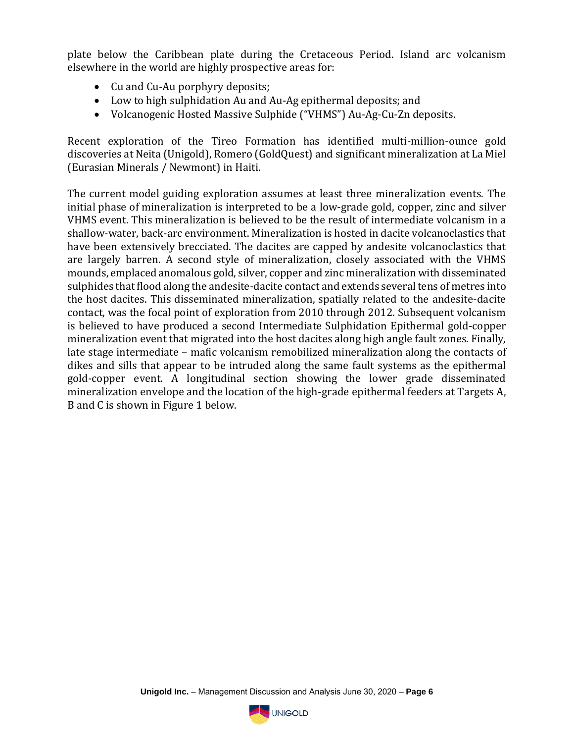plate below the Caribbean plate during the Cretaceous Period. Island arc volcanism elsewhere in the world are highly prospective areas for:

- Cu and Cu-Au porphyry deposits;
- Low to high sulphidation Au and Au-Ag epithermal deposits; and
- Volcanogenic Hosted Massive Sulphide ("VHMS") Au-Ag-Cu-Zn deposits.

Recent exploration of the Tireo Formation has identified multi-million-ounce gold discoveries at Neita (Unigold), Romero (GoldQuest) and significant mineralization at La Miel (Eurasian Minerals / Newmont) in Haiti.

The current model guiding exploration assumes at least three mineralization events. The initial phase of mineralization is interpreted to be a low-grade gold, copper, zinc and silver VHMS event. This mineralization is believed to be the result of intermediate volcanism in a shallow-water, back-arc environment. Mineralization is hosted in dacite volcanoclastics that have been extensively brecciated. The dacites are capped by andesite volcanoclastics that are largely barren. A second style of mineralization, closely associated with the VHMS mounds, emplaced anomalous gold, silver, copper and zinc mineralization with disseminated sulphides that flood along the andesite-dacite contact and extends several tens of metres into the host dacites. This disseminated mineralization, spatially related to the andesite-dacite contact, was the focal point of exploration from 2010 through 2012. Subsequent volcanism is believed to have produced a second Intermediate Sulphidation Epithermal gold-copper mineralization event that migrated into the host dacites along high angle fault zones. Finally, late stage intermediate – mafic volcanism remobilized mineralization along the contacts of dikes and sills that appear to be intruded along the same fault systems as the epithermal gold-copper event. A longitudinal section showing the lower grade disseminated mineralization envelope and the location of the high-grade epithermal feeders at Targets A, B and C is shown in Figure 1 below.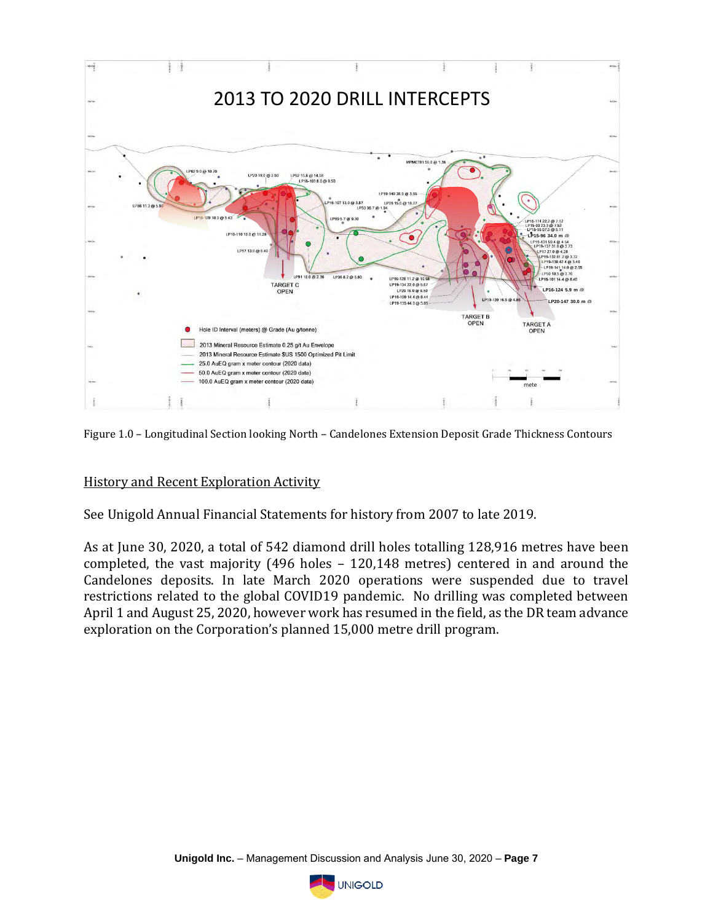Figure 1.0 – Longitudinal Section looking North – Candelones Extension Deposit Grade Thickness Contours

## History and Recent Exploration Activity

See Unigold Annual Financial Statements for history from 2007 to late 2019.

As at June 30, 2020, a total of 542 diamond drill holes totalling 128,916 metres have been completed, the vast majority (496 holes – 120,148 metres) centered in and around the Candelones deposits. In late March 2020 operations were suspended due to travel restrictions related to the global COVID19 pandemic. No drilling was completed between April 1 and August 25, 2020, however work has resumed in the field, as the DR team advance exploration on the Corporation's planned 15,000 metre drill program.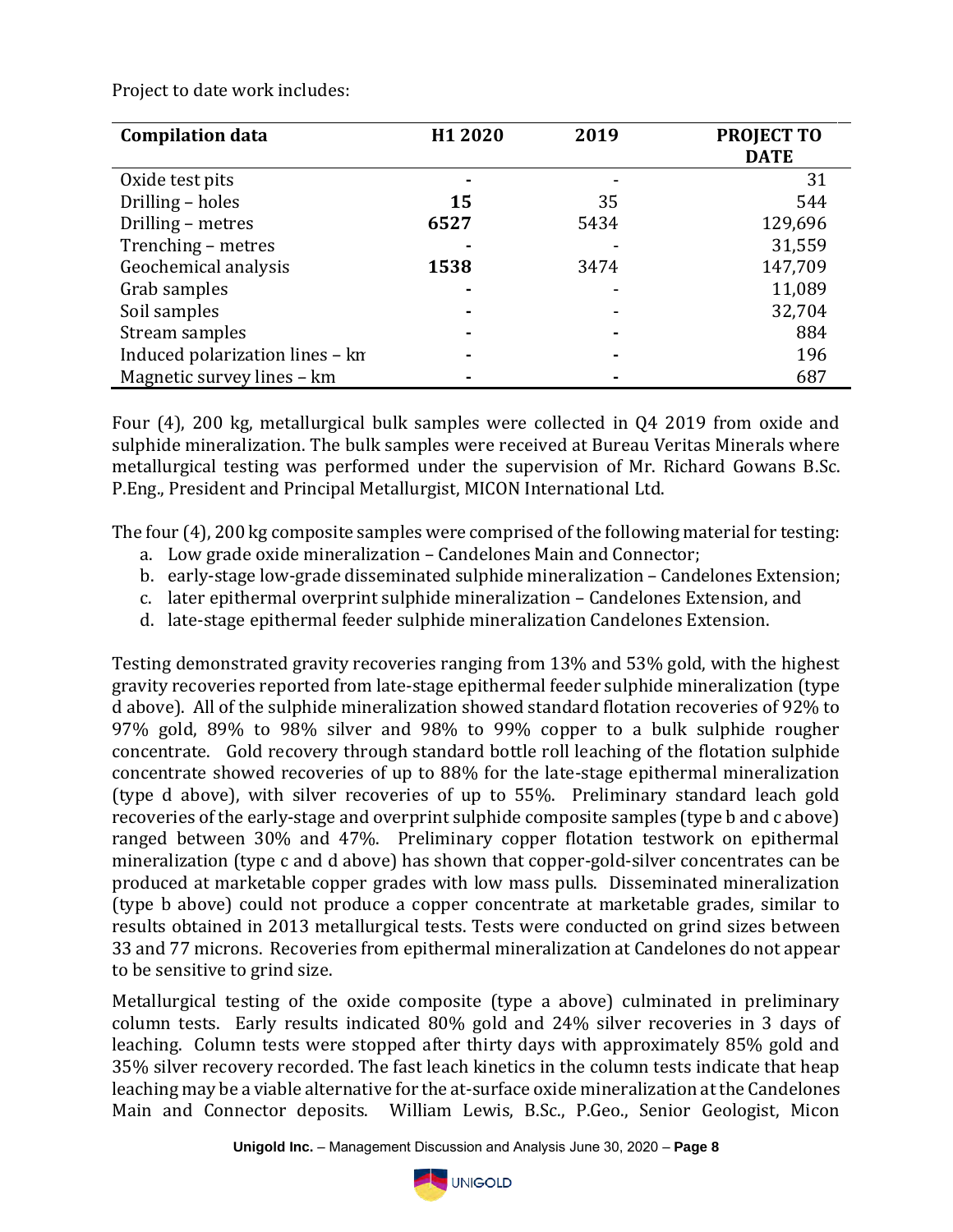Project to date work includes:

| Compilation data | H1 2020 | 2019 | PROJECT TO DATE |
|---|---|---|---|
| Oxide test pits | - | - | 31 |
| Drilling – holes | **15** | 35 | 544 |
| Drilling – metres | **6527** | 5434 | 129,696 |
| Trenching – metres | - | - | 31,559 |
| Geochemical analysis | **1538** | 3474 | 147,709 |
| Grab samples | - | - | 11,089 |
| Soil samples | - | - | 32,704 |
| Stream samples | - | - | 884 |
| Induced polarization lines – km | - | - | 196 |
| Magnetic survey lines – km | - | - | 687 |

Four (4), 200 kg, metallurgical bulk samples were collected in Q4 2019 from oxide and sulphide mineralization. The bulk samples were received at Bureau Veritas Minerals where metallurgical testing was performed under the supervision of Mr. Richard Gowans B.Sc. P.Eng., President and Principal Metallurgist, MICON International Ltd.

The four (4), 200 kg composite samples were comprised of the following material for testing:

a. Low grade oxide mineralization – Candelones Main and Connector;
b. early-stage low-grade disseminated sulphide mineralization – Candelones Extension;
c. later epithermal overprint sulphide mineralization – Candelones Extension, and
d. late-stage epithermal feeder sulphide mineralization Candelones Extension.

Testing demonstrated gravity recoveries ranging from 13% and 53% gold, with the highest gravity recoveries reported from late-stage epithermal feeder sulphide mineralization (type d above). All of the sulphide mineralization showed standard flotation recoveries of 92% to 97% gold, 89% to 98% silver and 98% to 99% copper to a bulk sulphide rougher concentrate. Gold recovery through standard bottle roll leaching of the flotation sulphide concentrate showed recoveries of up to 88% for the late-stage epithermal mineralization (type d above), with silver recoveries of up to 55%. Preliminary standard leach gold recoveries of the early-stage and overprint sulphide composite samples (type b and c above) ranged between 30% and 47%. Preliminary copper flotation testwork on epithermal mineralization (type c and d above) has shown that copper-gold-silver concentrates can be produced at marketable copper grades with low mass pulls. Disseminated mineralization (type b above) could not produce a copper concentrate at marketable grades, similar to results obtained in 2013 metallurgical tests. Tests were conducted on grind sizes between 33 and 77 microns. Recoveries from epithermal mineralization at Candelones do not appear to be sensitive to grind size.

Metallurgical testing of the oxide composite (type a above) culminated in preliminary column tests. Early results indicated 80% gold and 24% silver recoveries in 3 days of leaching. Column tests were stopped after thirty days with approximately 85% gold and 35% silver recovery recorded. The fast leach kinetics in the column tests indicate that heap leaching may be a viable alternative for the at-surface oxide mineralization at the Candelones Main and Connector deposits. William Lewis, B.Sc., P.Geo., Senior Geologist, Micon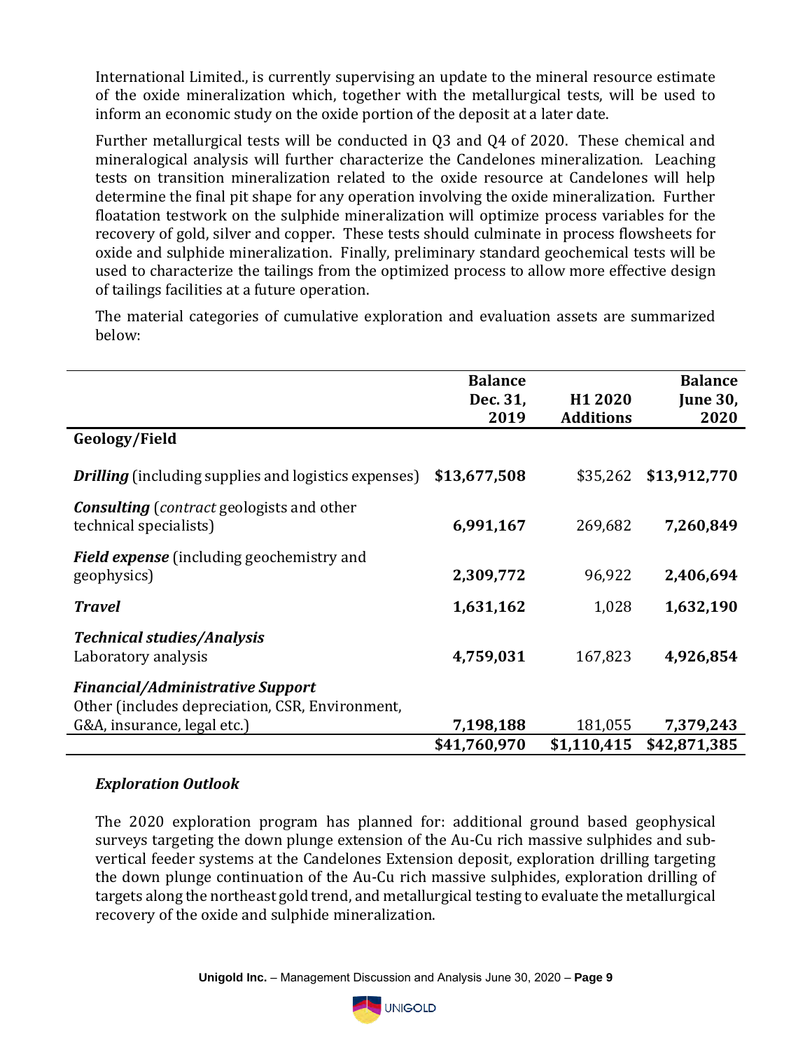International Limited., is currently supervising an update to the mineral resource estimate of the oxide mineralization which, together with the metallurgical tests, will be used to inform an economic study on the oxide portion of the deposit at a later date.

Further metallurgical tests will be conducted in Q3 and Q4 of 2020. These chemical and mineralogical analysis will further characterize the Candelones mineralization. Leaching tests on transition mineralization related to the oxide resource at Candelones will help determine the final pit shape for any operation involving the oxide mineralization. Further floatation testwork on the sulphide mineralization will optimize process variables for the recovery of gold, silver and copper. These tests should culminate in process flowsheets for oxide and sulphide mineralization. Finally, preliminary standard geochemical tests will be used to characterize the tailings from the optimized process to allow more effective design of tailings facilities at a future operation.

The material categories of cumulative exploration and evaluation assets are summarized below:

| | Balance Dec. 31, 2019 | H1 2020 Additions | Balance June 30, 2020 |
|---|---|---|---|
| **Geology/Field** | | | |
| ***Drilling*** (including supplies and logistics expenses) | **$13,677,508** | $35,262 | **$13,912,770** |
| ***Consulting*** (*contract* geologists and other technical specialists) | **6,991,167** | 269,682 | **7,260,849** |
| ***Field expense*** (including geochemistry and geophysics) | **2,309,772** | 96,922 | **2,406,694** |
| ***Travel*** | **1,631,162** | 1,028 | **1,632,190** |
| ***Technical studies/Analysis*** Laboratory analysis | **4,759,031** | 167,823 | **4,926,854** |
| ***Financial/Administrative Support*** Other (includes depreciation, CSR, Environment, G&A, insurance, legal etc.) | **7,198,188** | 181,055 | **7,379,243** |
| | **$41,760,970** | **$1,110,415** | **$42,871,385** |

### *Exploration Outlook*

The 2020 exploration program has planned for: additional ground based geophysical surveys targeting the down plunge extension of the Au-Cu rich massive sulphides and sub-vertical feeder systems at the Candelones Extension deposit, exploration drilling targeting the down plunge continuation of the Au-Cu rich massive sulphides, exploration drilling of targets along the northeast gold trend, and metallurgical testing to evaluate the metallurgical recovery of the oxide and sulphide mineralization.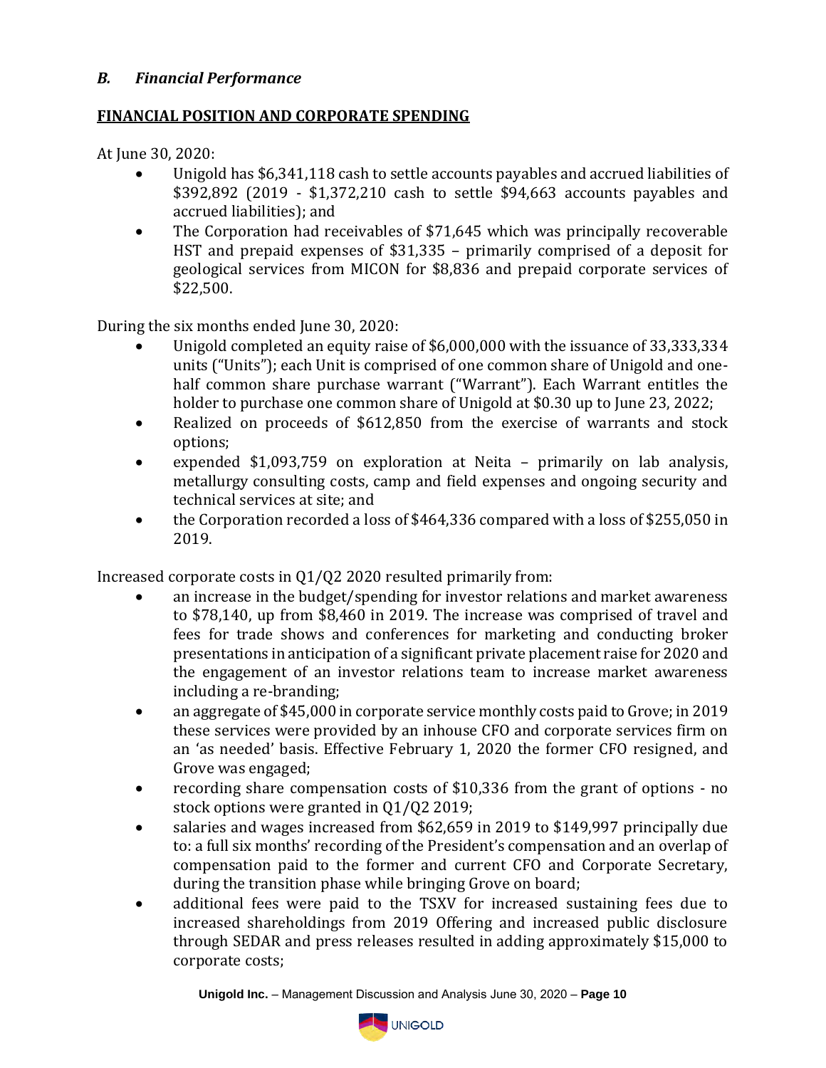### *B. Financial Performance*

**FINANCIAL POSITION AND CORPORATE SPENDING**

At June 30, 2020:

- Unigold has $6,341,118 cash to settle accounts payables and accrued liabilities of $392,892 (2019 - $1,372,210 cash to settle $94,663 accounts payables and accrued liabilities); and
- The Corporation had receivables of $71,645 which was principally recoverable HST and prepaid expenses of $31,335 – primarily comprised of a deposit for geological services from MICON for $8,836 and prepaid corporate services of $22,500.

During the six months ended June 30, 2020:

- Unigold completed an equity raise of $6,000,000 with the issuance of 33,333,334 units ("Units"); each Unit is comprised of one common share of Unigold and one-half common share purchase warrant ("Warrant"). Each Warrant entitles the holder to purchase one common share of Unigold at $0.30 up to June 23, 2022;
- Realized on proceeds of $612,850 from the exercise of warrants and stock options;
- expended $1,093,759 on exploration at Neita – primarily on lab analysis, metallurgy consulting costs, camp and field expenses and ongoing security and technical services at site; and
- the Corporation recorded a loss of $464,336 compared with a loss of $255,050 in 2019.

Increased corporate costs in Q1/Q2 2020 resulted primarily from:

- an increase in the budget/spending for investor relations and market awareness to $78,140, up from $8,460 in 2019. The increase was comprised of travel and fees for trade shows and conferences for marketing and conducting broker presentations in anticipation of a significant private placement raise for 2020 and the engagement of an investor relations team to increase market awareness including a re-branding;
- an aggregate of $45,000 in corporate service monthly costs paid to Grove; in 2019 these services were provided by an inhouse CFO and corporate services firm on an 'as needed' basis. Effective February 1, 2020 the former CFO resigned, and Grove was engaged;
- recording share compensation costs of $10,336 from the grant of options - no stock options were granted in Q1/Q2 2019;
- salaries and wages increased from $62,659 in 2019 to $149,997 principally due to: a full six months' recording of the President's compensation and an overlap of compensation paid to the former and current CFO and Corporate Secretary, during the transition phase while bringing Grove on board;
- additional fees were paid to the TSXV for increased sustaining fees due to increased shareholdings from 2019 Offering and increased public disclosure through SEDAR and press releases resulted in adding approximately $15,000 to corporate costs;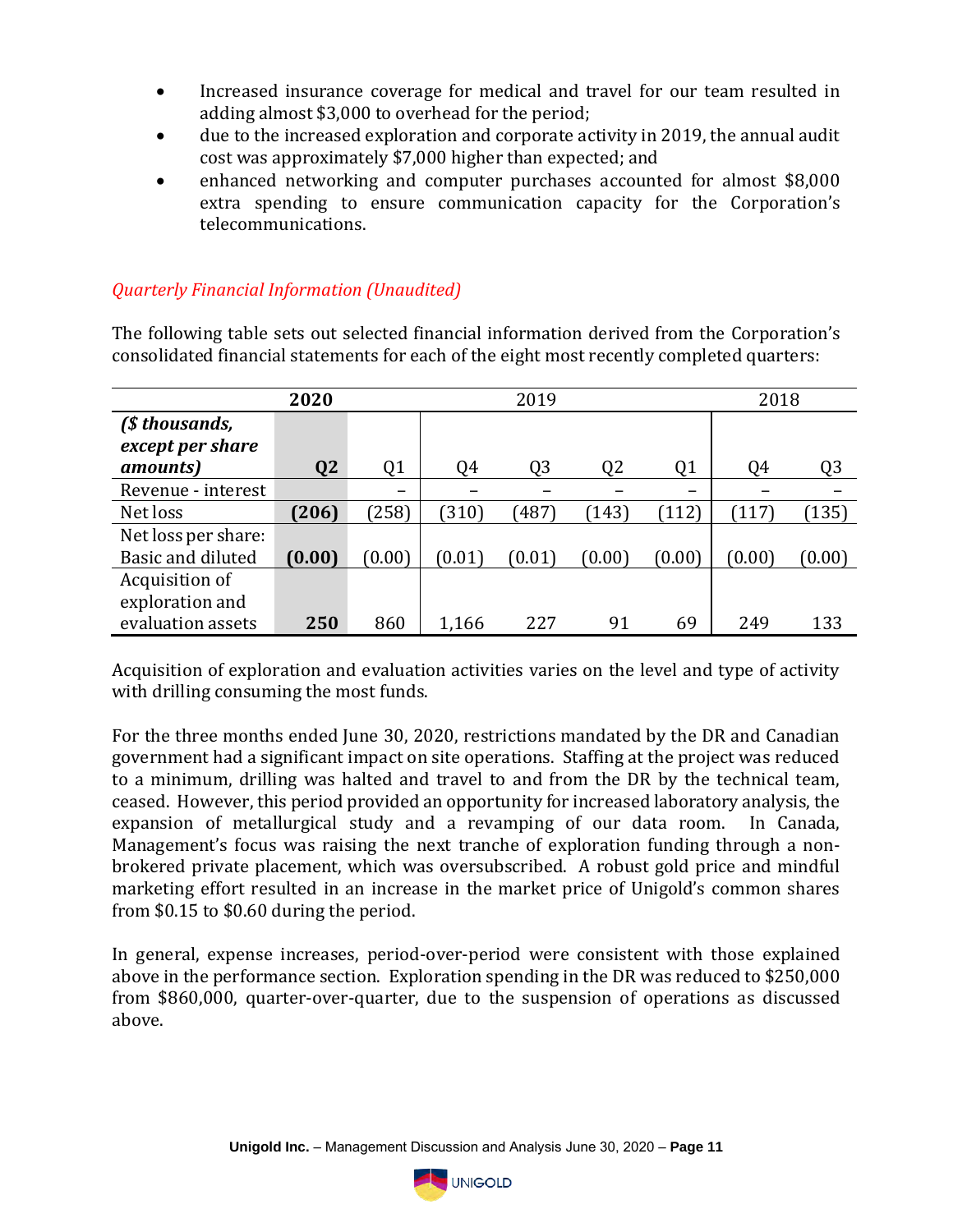- Increased insurance coverage for medical and travel for our team resulted in adding almost $3,000 to overhead for the period;
- due to the increased exploration and corporate activity in 2019, the annual audit cost was approximately $7,000 higher than expected; and
- enhanced networking and computer purchases accounted for almost $8,000 extra spending to ensure communication capacity for the Corporation's telecommunications.

*Quarterly Financial Information (Unaudited)*

The following table sets out selected financial information derived from the Corporation's consolidated financial statements for each of the eight most recently completed quarters:

| | 2020 | | 2019 | | | | 2018 | |
|---|---|---|---|---|---|---|---|---|
| ***($ thousands, except per share amounts)*** | **Q2** | Q1 | Q4 | Q3 | Q2 | Q1 | Q4 | Q3 |
| Revenue - interest | | – | – | – | – | – | – | – |
| Net loss | **(206)** | (258) | (310) | (487) | (143) | (112) | (117) | (135) |
| Net loss per share: Basic and diluted | **(0.00)** | (0.00) | (0.01) | (0.01) | (0.00) | (0.00) | (0.00) | (0.00) |
| Acquisition of exploration and evaluation assets | **250** | 860 | 1,166 | 227 | 91 | 69 | 249 | 133 |

Acquisition of exploration and evaluation activities varies on the level and type of activity with drilling consuming the most funds.

For the three months ended June 30, 2020, restrictions mandated by the DR and Canadian government had a significant impact on site operations. Staffing at the project was reduced to a minimum, drilling was halted and travel to and from the DR by the technical team, ceased. However, this period provided an opportunity for increased laboratory analysis, the expansion of metallurgical study and a revamping of our data room. In Canada, Management's focus was raising the next tranche of exploration funding through a non-brokered private placement, which was oversubscribed. A robust gold price and mindful marketing effort resulted in an increase in the market price of Unigold's common shares from $0.15 to $0.60 during the period.

In general, expense increases, period-over-period were consistent with those explained above in the performance section. Exploration spending in the DR was reduced to $250,000 from $860,000, quarter-over-quarter, due to the suspension of operations as discussed above.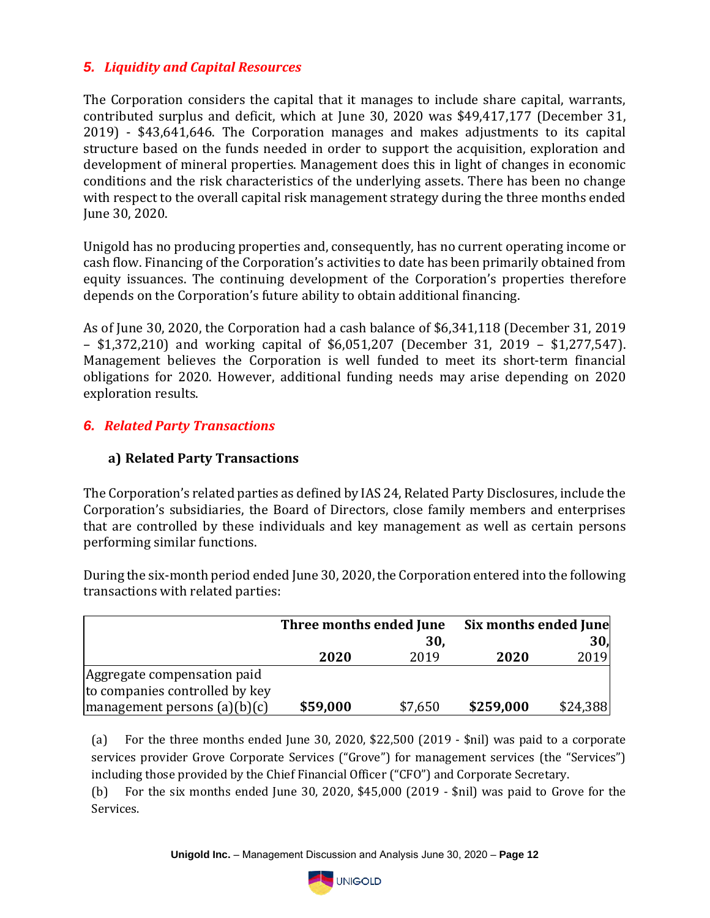## *5. Liquidity and Capital Resources*

The Corporation considers the capital that it manages to include share capital, warrants, contributed surplus and deficit, which at June 30, 2020 was $49,417,177 (December 31, 2019) - $43,641,646. The Corporation manages and makes adjustments to its capital structure based on the funds needed in order to support the acquisition, exploration and development of mineral properties. Management does this in light of changes in economic conditions and the risk characteristics of the underlying assets. There has been no change with respect to the overall capital risk management strategy during the three months ended June 30, 2020.

Unigold has no producing properties and, consequently, has no current operating income or cash flow. Financing of the Corporation's activities to date has been primarily obtained from equity issuances. The continuing development of the Corporation's properties therefore depends on the Corporation's future ability to obtain additional financing.

As of June 30, 2020, the Corporation had a cash balance of $6,341,118 (December 31, 2019 – $1,372,210) and working capital of $6,051,207 (December 31, 2019 – $1,277,547). Management believes the Corporation is well funded to meet its short-term financial obligations for 2020. However, additional funding needs may arise depending on 2020 exploration results.

## *6. Related Party Transactions*

### a) Related Party Transactions

The Corporation's related parties as defined by IAS 24, Related Party Disclosures, include the Corporation's subsidiaries, the Board of Directors, close family members and enterprises that are controlled by these individuals and key management as well as certain persons performing similar functions.

During the six-month period ended June 30, 2020, the Corporation entered into the following transactions with related parties:

| | **Three months ended June 30,** | | **Six months ended June 30,** | |
|---|---|---|---|---|
| | **2020** | 2019 | **2020** | 2019 |
| Aggregate compensation paid to companies controlled by key management persons (a)(b)(c) | **$59,000** | $7,650 | **$259,000** | $24,388 |

(a) For the three months ended June 30, 2020, $22,500 (2019 - $nil) was paid to a corporate services provider Grove Corporate Services ("Grove") for management services (the "Services") including those provided by the Chief Financial Officer ("CFO") and Corporate Secretary.

(b) For the six months ended June 30, 2020, $45,000 (2019 - $nil) was paid to Grove for the Services.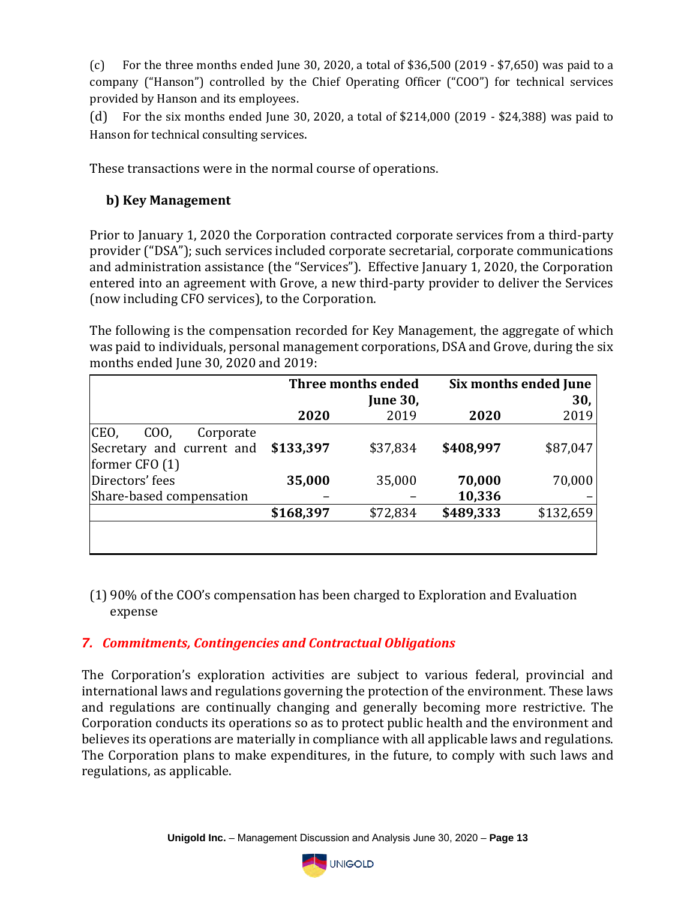(c) For the three months ended June 30, 2020, a total of $36,500 (2019 - $7,650) was paid to a company ("Hanson") controlled by the Chief Operating Officer ("COO") for technical services provided by Hanson and its employees.

(d) For the six months ended June 30, 2020, a total of $214,000 (2019 - $24,388) was paid to Hanson for technical consulting services.

These transactions were in the normal course of operations.

**b) Key Management**

Prior to January 1, 2020 the Corporation contracted corporate services from a third-party provider ("DSA"); such services included corporate secretarial, corporate communications and administration assistance (the "Services"). Effective January 1, 2020, the Corporation entered into an agreement with Grove, a new third-party provider to deliver the Services (now including CFO services), to the Corporation.

The following is the compensation recorded for Key Management, the aggregate of which was paid to individuals, personal management corporations, DSA and Grove, during the six months ended June 30, 2020 and 2019:

| | **Three months ended June 30,** | | **Six months ended June 30,** | |
|---|---|---|---|---|
| | **2020** | 2019 | **2020** | 2019 |
| CEO, COO, Corporate Secretary and current and former CFO (1) | **$133,397** | $37,834 | **$408,997** | $87,047 |
| Directors' fees | **35,000** | 35,000 | **70,000** | 70,000 |
| Share-based compensation | **–** | – | **10,336** | – |
| | **$168,397** | $72,834 | **$489,333** | $132,659 |

(1) 90% of the COO's compensation has been charged to Exploration and Evaluation expense

## *7. Commitments, Contingencies and Contractual Obligations*

The Corporation's exploration activities are subject to various federal, provincial and international laws and regulations governing the protection of the environment. These laws and regulations are continually changing and generally becoming more restrictive. The Corporation conducts its operations so as to protect public health and the environment and believes its operations are materially in compliance with all applicable laws and regulations. The Corporation plans to make expenditures, in the future, to comply with such laws and regulations, as applicable.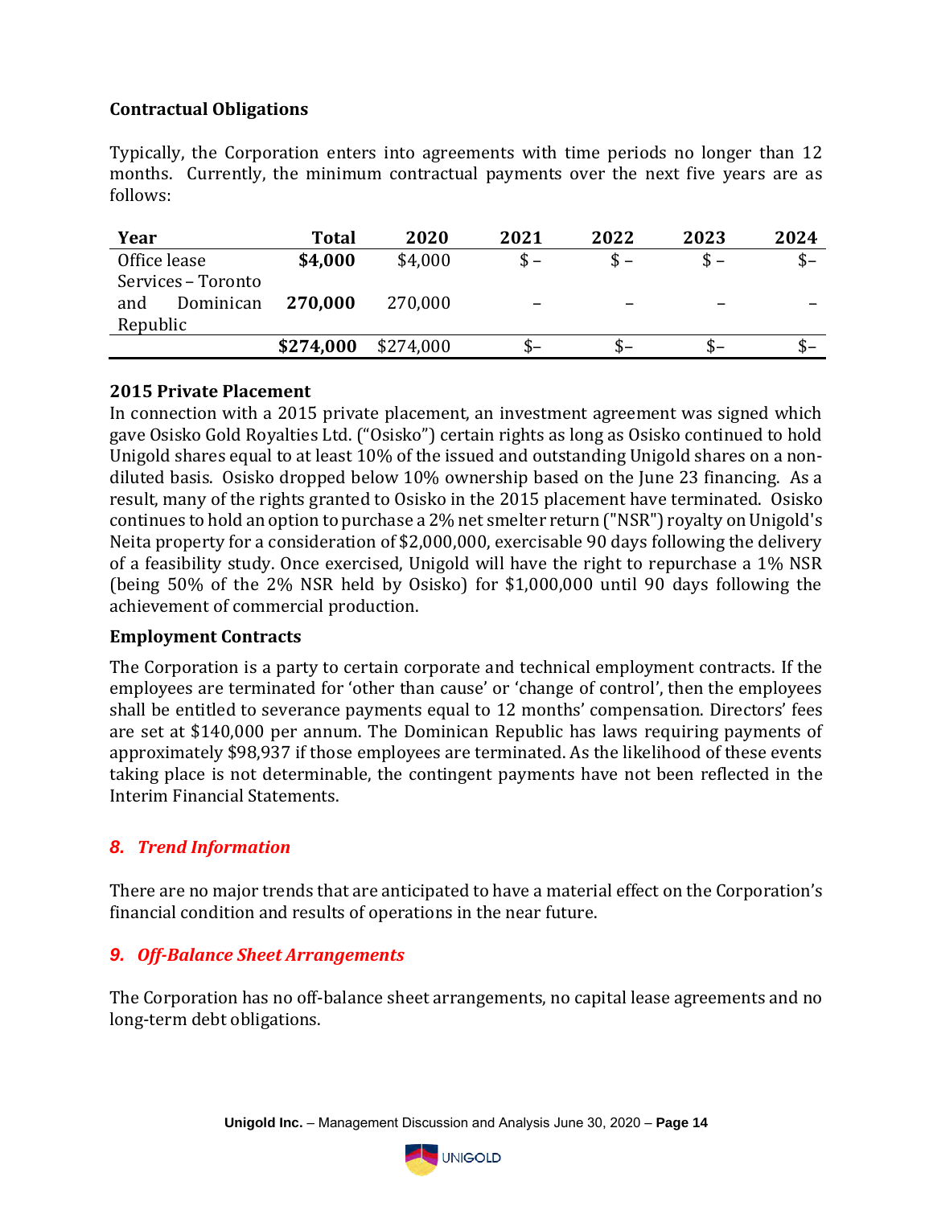## Contractual Obligations

Typically, the Corporation enters into agreements with time periods no longer than 12 months. Currently, the minimum contractual payments over the next five years are as follows:

| Year | Total | 2020 | 2021 | 2022 | 2023 | 2024 |
|---|---|---|---|---|---|---|
| Office lease | **$4,000** | $4,000 | $ – | $ – | $ – | $– |
| Services – Toronto and Dominican Republic | **270,000** | 270,000 | – | – | – | – |
| | **$274,000** | $274,000 | $– | $– | $– | $– |

### 2015 Private Placement

In connection with a 2015 private placement, an investment agreement was signed which gave Osisko Gold Royalties Ltd. ("Osisko") certain rights as long as Osisko continued to hold Unigold shares equal to at least 10% of the issued and outstanding Unigold shares on a non-diluted basis. Osisko dropped below 10% ownership based on the June 23 financing. As a result, many of the rights granted to Osisko in the 2015 placement have terminated. Osisko continues to hold an option to purchase a 2% net smelter return ("NSR") royalty on Unigold's Neita property for a consideration of $2,000,000, exercisable 90 days following the delivery of a feasibility study. Once exercised, Unigold will have the right to repurchase a 1% NSR (being 50% of the 2% NSR held by Osisko) for $1,000,000 until 90 days following the achievement of commercial production.

### Employment Contracts

The Corporation is a party to certain corporate and technical employment contracts. If the employees are terminated for 'other than cause' or 'change of control', then the employees shall be entitled to severance payments equal to 12 months' compensation. Directors' fees are set at $140,000 per annum. The Dominican Republic has laws requiring payments of approximately $98,937 if those employees are terminated. As the likelihood of these events taking place is not determinable, the contingent payments have not been reflected in the Interim Financial Statements.

## *8. Trend Information*

There are no major trends that are anticipated to have a material effect on the Corporation's financial condition and results of operations in the near future.

## *9. Off-Balance Sheet Arrangements*

The Corporation has no off-balance sheet arrangements, no capital lease agreements and no long-term debt obligations.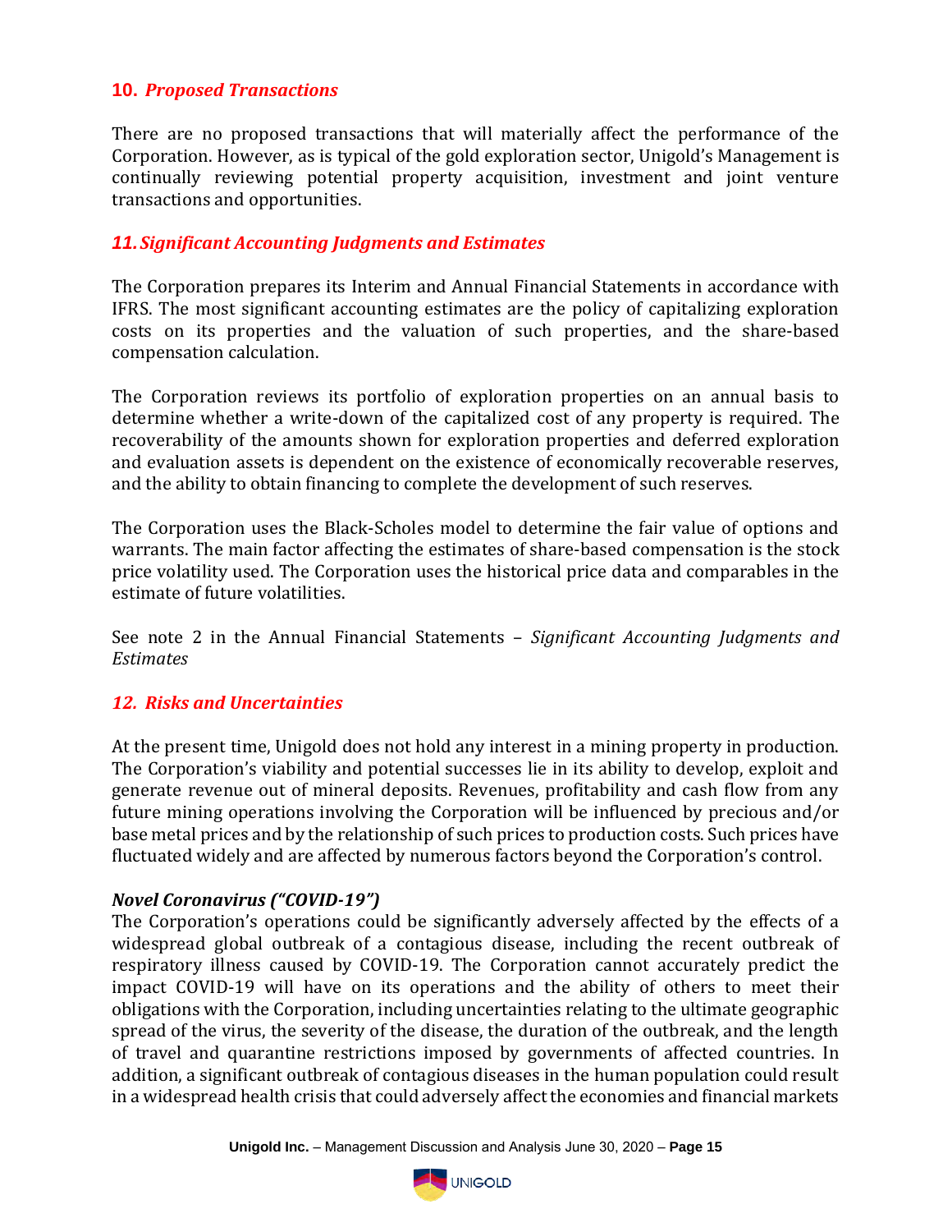## 10. *Proposed Transactions*

There are no proposed transactions that will materially affect the performance of the Corporation. However, as is typical of the gold exploration sector, Unigold's Management is continually reviewing potential property acquisition, investment and joint venture transactions and opportunities.

## *11. Significant Accounting Judgments and Estimates*

The Corporation prepares its Interim and Annual Financial Statements in accordance with IFRS. The most significant accounting estimates are the policy of capitalizing exploration costs on its properties and the valuation of such properties, and the share-based compensation calculation.

The Corporation reviews its portfolio of exploration properties on an annual basis to determine whether a write-down of the capitalized cost of any property is required. The recoverability of the amounts shown for exploration properties and deferred exploration and evaluation assets is dependent on the existence of economically recoverable reserves, and the ability to obtain financing to complete the development of such reserves.

The Corporation uses the Black-Scholes model to determine the fair value of options and warrants. The main factor affecting the estimates of share-based compensation is the stock price volatility used. The Corporation uses the historical price data and comparables in the estimate of future volatilities.

See note 2 in the Annual Financial Statements – *Significant Accounting Judgments and Estimates*

## *12. Risks and Uncertainties*

At the present time, Unigold does not hold any interest in a mining property in production. The Corporation's viability and potential successes lie in its ability to develop, exploit and generate revenue out of mineral deposits. Revenues, profitability and cash flow from any future mining operations involving the Corporation will be influenced by precious and/or base metal prices and by the relationship of such prices to production costs. Such prices have fluctuated widely and are affected by numerous factors beyond the Corporation's control.

### *Novel Coronavirus ("COVID-19")*

The Corporation's operations could be significantly adversely affected by the effects of a widespread global outbreak of a contagious disease, including the recent outbreak of respiratory illness caused by COVID-19. The Corporation cannot accurately predict the impact COVID-19 will have on its operations and the ability of others to meet their obligations with the Corporation, including uncertainties relating to the ultimate geographic spread of the virus, the severity of the disease, the duration of the outbreak, and the length of travel and quarantine restrictions imposed by governments of affected countries. In addition, a significant outbreak of contagious diseases in the human population could result in a widespread health crisis that could adversely affect the economies and financial markets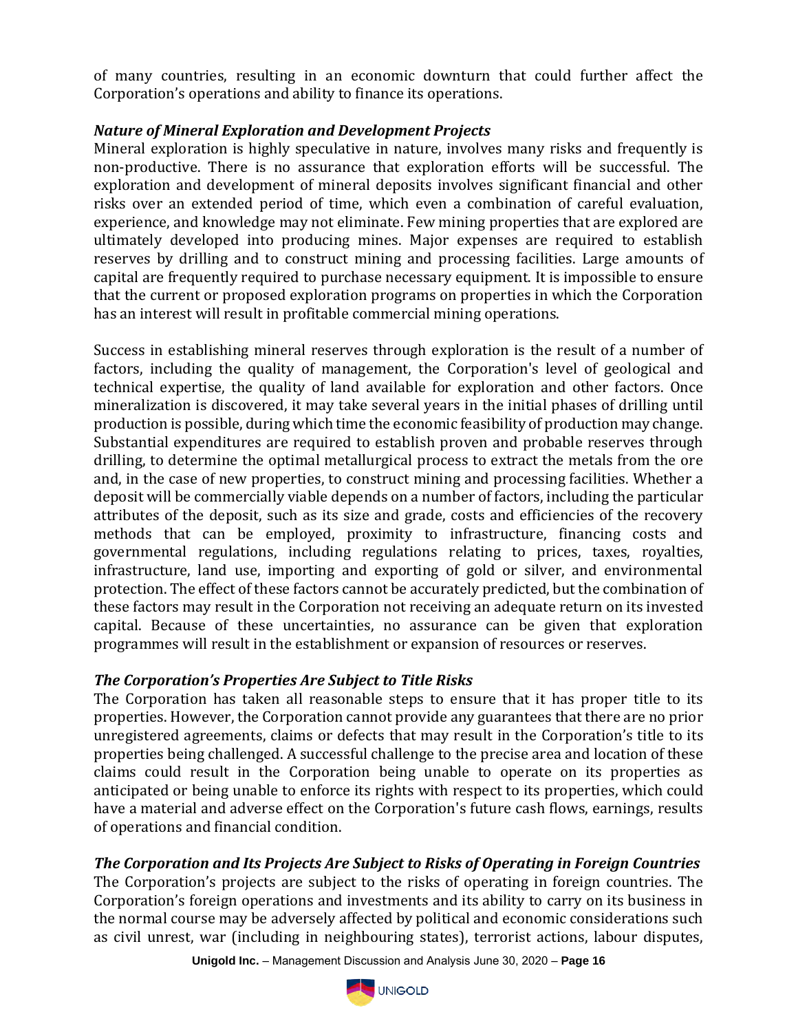of many countries, resulting in an economic downturn that could further affect the Corporation's operations and ability to finance its operations.

### *Nature of Mineral Exploration and Development Projects*

Mineral exploration is highly speculative in nature, involves many risks and frequently is non-productive. There is no assurance that exploration efforts will be successful. The exploration and development of mineral deposits involves significant financial and other risks over an extended period of time, which even a combination of careful evaluation, experience, and knowledge may not eliminate. Few mining properties that are explored are ultimately developed into producing mines. Major expenses are required to establish reserves by drilling and to construct mining and processing facilities. Large amounts of capital are frequently required to purchase necessary equipment. It is impossible to ensure that the current or proposed exploration programs on properties in which the Corporation has an interest will result in profitable commercial mining operations.

Success in establishing mineral reserves through exploration is the result of a number of factors, including the quality of management, the Corporation's level of geological and technical expertise, the quality of land available for exploration and other factors. Once mineralization is discovered, it may take several years in the initial phases of drilling until production is possible, during which time the economic feasibility of production may change. Substantial expenditures are required to establish proven and probable reserves through drilling, to determine the optimal metallurgical process to extract the metals from the ore and, in the case of new properties, to construct mining and processing facilities. Whether a deposit will be commercially viable depends on a number of factors, including the particular attributes of the deposit, such as its size and grade, costs and efficiencies of the recovery methods that can be employed, proximity to infrastructure, financing costs and governmental regulations, including regulations relating to prices, taxes, royalties, infrastructure, land use, importing and exporting of gold or silver, and environmental protection. The effect of these factors cannot be accurately predicted, but the combination of these factors may result in the Corporation not receiving an adequate return on its invested capital. Because of these uncertainties, no assurance can be given that exploration programmes will result in the establishment or expansion of resources or reserves.

### *The Corporation's Properties Are Subject to Title Risks*

The Corporation has taken all reasonable steps to ensure that it has proper title to its properties. However, the Corporation cannot provide any guarantees that there are no prior unregistered agreements, claims or defects that may result in the Corporation's title to its properties being challenged. A successful challenge to the precise area and location of these claims could result in the Corporation being unable to operate on its properties as anticipated or being unable to enforce its rights with respect to its properties, which could have a material and adverse effect on the Corporation's future cash flows, earnings, results of operations and financial condition.

### *The Corporation and Its Projects Are Subject to Risks of Operating in Foreign Countries*

The Corporation's projects are subject to the risks of operating in foreign countries. The Corporation's foreign operations and investments and its ability to carry on its business in the normal course may be adversely affected by political and economic considerations such as civil unrest, war (including in neighbouring states), terrorist actions, labour disputes,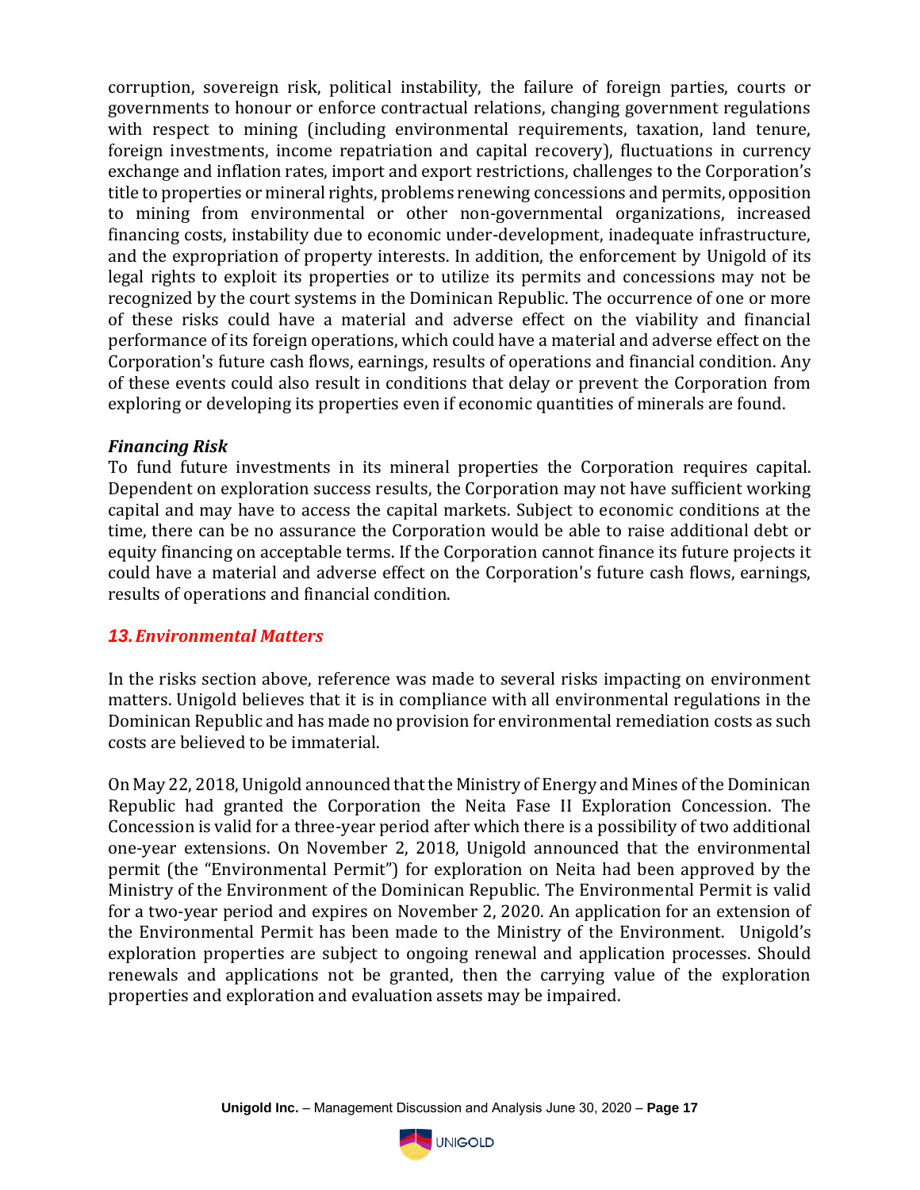corruption, sovereign risk, political instability, the failure of foreign parties, courts or governments to honour or enforce contractual relations, changing government regulations with respect to mining (including environmental requirements, taxation, land tenure, foreign investments, income repatriation and capital recovery), fluctuations in currency exchange and inflation rates, import and export restrictions, challenges to the Corporation's title to properties or mineral rights, problems renewing concessions and permits, opposition to mining from environmental or other non-governmental organizations, increased financing costs, instability due to economic under-development, inadequate infrastructure, and the expropriation of property interests. In addition, the enforcement by Unigold of its legal rights to exploit its properties or to utilize its permits and concessions may not be recognized by the court systems in the Dominican Republic. The occurrence of one or more of these risks could have a material and adverse effect on the viability and financial performance of its foreign operations, which could have a material and adverse effect on the Corporation's future cash flows, earnings, results of operations and financial condition. Any of these events could also result in conditions that delay or prevent the Corporation from exploring or developing its properties even if economic quantities of minerals are found.

***Financing Risk***

To fund future investments in its mineral properties the Corporation requires capital. Dependent on exploration success results, the Corporation may not have sufficient working capital and may have to access the capital markets. Subject to economic conditions at the time, there can be no assurance the Corporation would be able to raise additional debt or equity financing on acceptable terms. If the Corporation cannot finance its future projects it could have a material and adverse effect on the Corporation's future cash flows, earnings, results of operations and financial condition.

## *13. Environmental Matters*

In the risks section above, reference was made to several risks impacting on environment matters. Unigold believes that it is in compliance with all environmental regulations in the Dominican Republic and has made no provision for environmental remediation costs as such costs are believed to be immaterial.

On May 22, 2018, Unigold announced that the Ministry of Energy and Mines of the Dominican Republic had granted the Corporation the Neita Fase II Exploration Concession. The Concession is valid for a three-year period after which there is a possibility of two additional one-year extensions. On November 2, 2018, Unigold announced that the environmental permit (the "Environmental Permit") for exploration on Neita had been approved by the Ministry of the Environment of the Dominican Republic. The Environmental Permit is valid for a two-year period and expires on November 2, 2020. An application for an extension of the Environmental Permit has been made to the Ministry of the Environment. Unigold's exploration properties are subject to ongoing renewal and application processes. Should renewals and applications not be granted, then the carrying value of the exploration properties and exploration and evaluation assets may be impaired.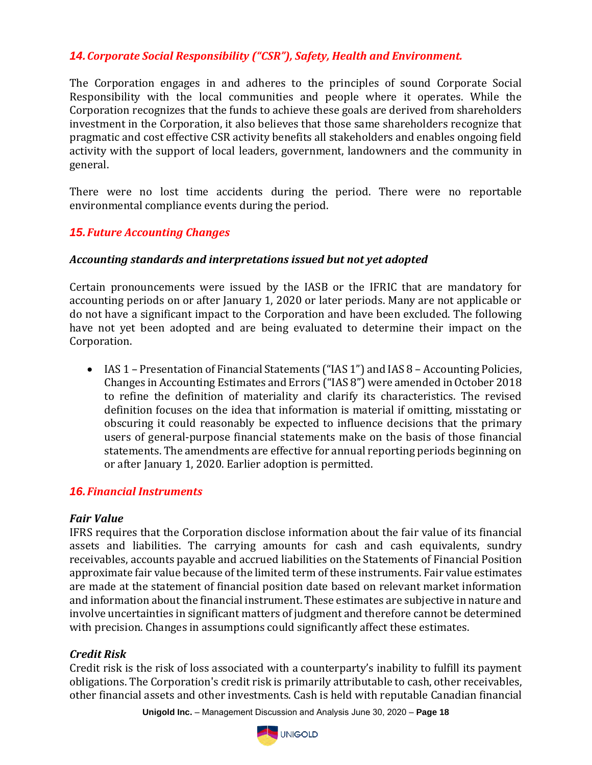## *14. Corporate Social Responsibility ("CSR"), Safety, Health and Environment.*

The Corporation engages in and adheres to the principles of sound Corporate Social Responsibility with the local communities and people where it operates. While the Corporation recognizes that the funds to achieve these goals are derived from shareholders investment in the Corporation, it also believes that those same shareholders recognize that pragmatic and cost effective CSR activity benefits all stakeholders and enables ongoing field activity with the support of local leaders, government, landowners and the community in general.

There were no lost time accidents during the period. There were no reportable environmental compliance events during the period.

## *15. Future Accounting Changes*

### *Accounting standards and interpretations issued but not yet adopted*

Certain pronouncements were issued by the IASB or the IFRIC that are mandatory for accounting periods on or after January 1, 2020 or later periods. Many are not applicable or do not have a significant impact to the Corporation and have been excluded. The following have not yet been adopted and are being evaluated to determine their impact on the Corporation.

- IAS 1 – Presentation of Financial Statements ("IAS 1") and IAS 8 – Accounting Policies, Changes in Accounting Estimates and Errors ("IAS 8") were amended in October 2018 to refine the definition of materiality and clarify its characteristics. The revised definition focuses on the idea that information is material if omitting, misstating or obscuring it could reasonably be expected to influence decisions that the primary users of general-purpose financial statements make on the basis of those financial statements. The amendments are effective for annual reporting periods beginning on or after January 1, 2020. Earlier adoption is permitted.

## *16. Financial Instruments*

### *Fair Value*

IFRS requires that the Corporation disclose information about the fair value of its financial assets and liabilities. The carrying amounts for cash and cash equivalents, sundry receivables, accounts payable and accrued liabilities on the Statements of Financial Position approximate fair value because of the limited term of these instruments. Fair value estimates are made at the statement of financial position date based on relevant market information and information about the financial instrument. These estimates are subjective in nature and involve uncertainties in significant matters of judgment and therefore cannot be determined with precision. Changes in assumptions could significantly affect these estimates.

### *Credit Risk*

Credit risk is the risk of loss associated with a counterparty's inability to fulfill its payment obligations. The Corporation's credit risk is primarily attributable to cash, other receivables, other financial assets and other investments. Cash is held with reputable Canadian financial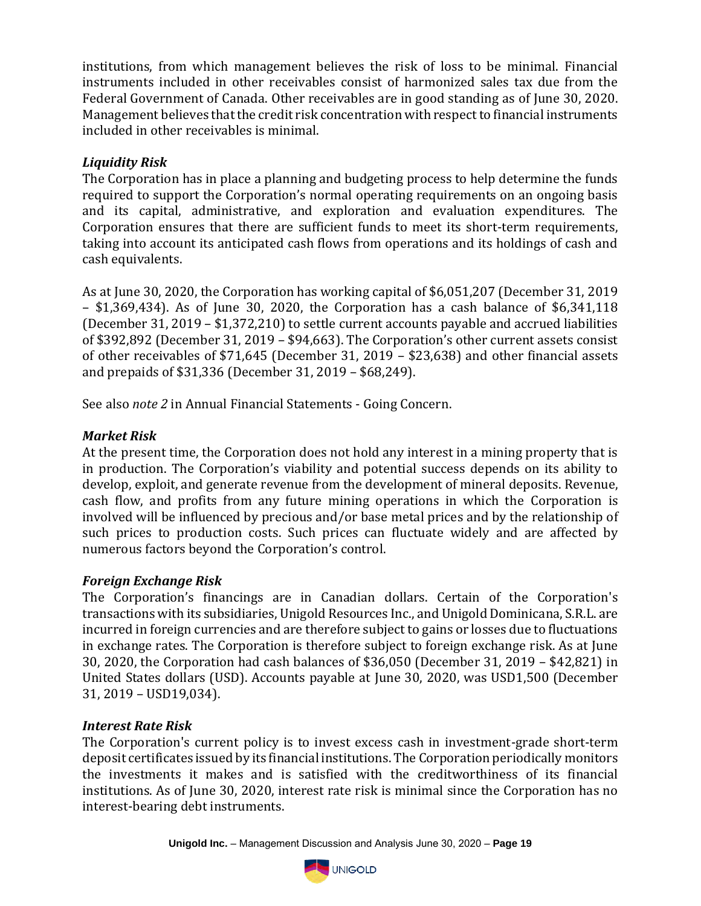institutions, from which management believes the risk of loss to be minimal. Financial instruments included in other receivables consist of harmonized sales tax due from the Federal Government of Canada. Other receivables are in good standing as of June 30, 2020. Management believes that the credit risk concentration with respect to financial instruments included in other receivables is minimal.

### *Liquidity Risk*

The Corporation has in place a planning and budgeting process to help determine the funds required to support the Corporation's normal operating requirements on an ongoing basis and its capital, administrative, and exploration and evaluation expenditures. The Corporation ensures that there are sufficient funds to meet its short-term requirements, taking into account its anticipated cash flows from operations and its holdings of cash and cash equivalents.

As at June 30, 2020, the Corporation has working capital of $6,051,207 (December 31, 2019 – $1,369,434). As of June 30, 2020, the Corporation has a cash balance of $6,341,118 (December 31, 2019 – $1,372,210) to settle current accounts payable and accrued liabilities of $392,892 (December 31, 2019 – $94,663). The Corporation's other current assets consist of other receivables of $71,645 (December 31, 2019 – $23,638) and other financial assets and prepaids of $31,336 (December 31, 2019 – $68,249).

See also *note 2* in Annual Financial Statements - Going Concern.

### *Market Risk*

At the present time, the Corporation does not hold any interest in a mining property that is in production. The Corporation's viability and potential success depends on its ability to develop, exploit, and generate revenue from the development of mineral deposits. Revenue, cash flow, and profits from any future mining operations in which the Corporation is involved will be influenced by precious and/or base metal prices and by the relationship of such prices to production costs. Such prices can fluctuate widely and are affected by numerous factors beyond the Corporation's control.

### *Foreign Exchange Risk*

The Corporation's financings are in Canadian dollars. Certain of the Corporation's transactions with its subsidiaries, Unigold Resources Inc., and Unigold Dominicana, S.R.L. are incurred in foreign currencies and are therefore subject to gains or losses due to fluctuations in exchange rates. The Corporation is therefore subject to foreign exchange risk. As at June 30, 2020, the Corporation had cash balances of $36,050 (December 31, 2019 – $42,821) in United States dollars (USD). Accounts payable at June 30, 2020, was USD1,500 (December 31, 2019 – USD19,034).

### *Interest Rate Risk*

The Corporation's current policy is to invest excess cash in investment-grade short-term deposit certificates issued by its financial institutions. The Corporation periodically monitors the investments it makes and is satisfied with the creditworthiness of its financial institutions. As of June 30, 2020, interest rate risk is minimal since the Corporation has no interest-bearing debt instruments.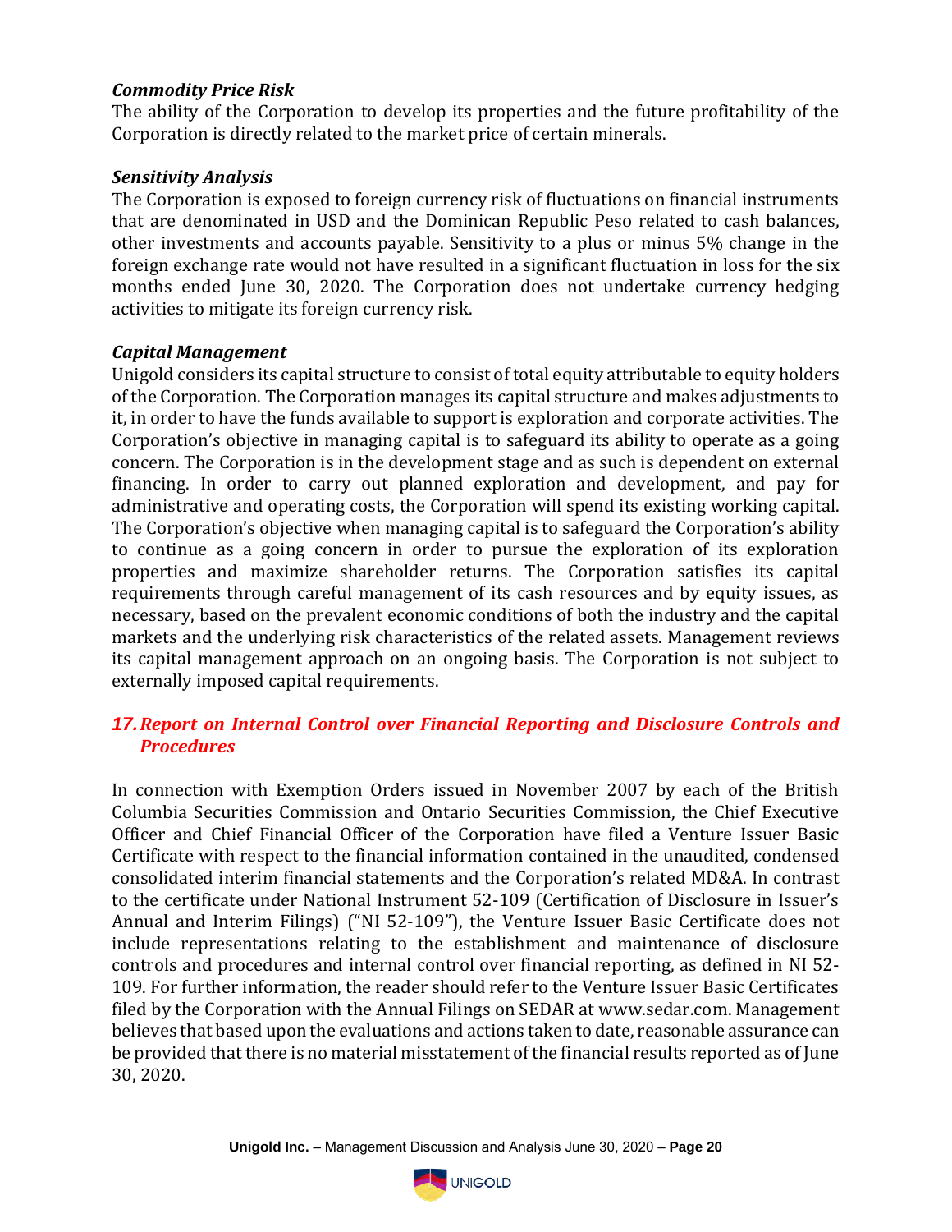### *Commodity Price Risk*

The ability of the Corporation to develop its properties and the future profitability of the Corporation is directly related to the market price of certain minerals.

### *Sensitivity Analysis*

The Corporation is exposed to foreign currency risk of fluctuations on financial instruments that are denominated in USD and the Dominican Republic Peso related to cash balances, other investments and accounts payable. Sensitivity to a plus or minus 5% change in the foreign exchange rate would not have resulted in a significant fluctuation in loss for the six months ended June 30, 2020. The Corporation does not undertake currency hedging activities to mitigate its foreign currency risk.

### *Capital Management*

Unigold considers its capital structure to consist of total equity attributable to equity holders of the Corporation. The Corporation manages its capital structure and makes adjustments to it, in order to have the funds available to support is exploration and corporate activities. The Corporation's objective in managing capital is to safeguard its ability to operate as a going concern. The Corporation is in the development stage and as such is dependent on external financing. In order to carry out planned exploration and development, and pay for administrative and operating costs, the Corporation will spend its existing working capital. The Corporation's objective when managing capital is to safeguard the Corporation's ability to continue as a going concern in order to pursue the exploration of its exploration properties and maximize shareholder returns. The Corporation satisfies its capital requirements through careful management of its cash resources and by equity issues, as necessary, based on the prevalent economic conditions of both the industry and the capital markets and the underlying risk characteristics of the related assets. Management reviews its capital management approach on an ongoing basis. The Corporation is not subject to externally imposed capital requirements.

## *17. Report on Internal Control over Financial Reporting and Disclosure Controls and Procedures*

In connection with Exemption Orders issued in November 2007 by each of the British Columbia Securities Commission and Ontario Securities Commission, the Chief Executive Officer and Chief Financial Officer of the Corporation have filed a Venture Issuer Basic Certificate with respect to the financial information contained in the unaudited, condensed consolidated interim financial statements and the Corporation's related MD&A. In contrast to the certificate under National Instrument 52-109 (Certification of Disclosure in Issuer's Annual and Interim Filings) ("NI 52-109"), the Venture Issuer Basic Certificate does not include representations relating to the establishment and maintenance of disclosure controls and procedures and internal control over financial reporting, as defined in NI 52-109. For further information, the reader should refer to the Venture Issuer Basic Certificates filed by the Corporation with the Annual Filings on SEDAR at www.sedar.com. Management believes that based upon the evaluations and actions taken to date, reasonable assurance can be provided that there is no material misstatement of the financial results reported as of June 30, 2020.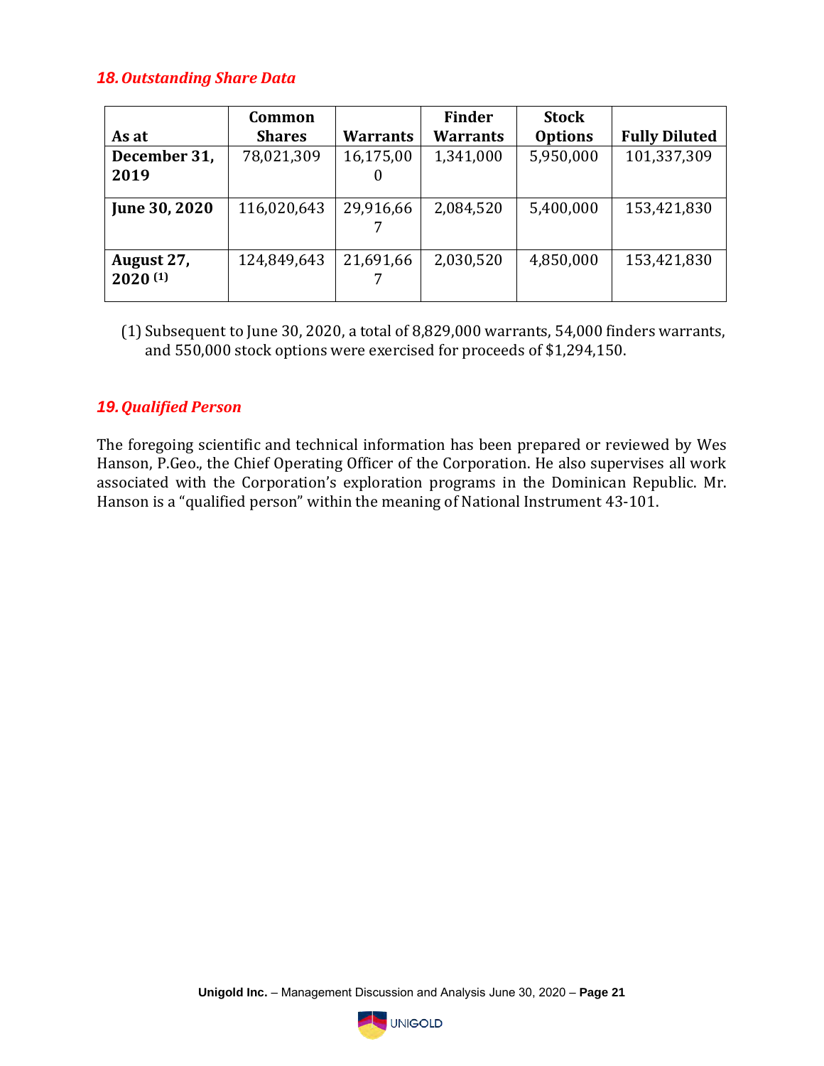## *18. Outstanding Share Data*

| As at | Common Shares | Warrants | Finder Warrants | Stock Options | Fully Diluted |
|---|---|---|---|---|---|
| **December 31, 2019** | 78,021,309 | 16,175,000 | 1,341,000 | 5,950,000 | 101,337,309 |
| **June 30, 2020** | 116,020,643 | 29,916,667 | 2,084,520 | 5,400,000 | 153,421,830 |
| **August 27, 2020 (1)** | 124,849,643 | 21,691,667 | 2,030,520 | 4,850,000 | 153,421,830 |

(1) Subsequent to June 30, 2020, a total of 8,829,000 warrants, 54,000 finders warrants, and 550,000 stock options were exercised for proceeds of $1,294,150.

## *19. Qualified Person*

The foregoing scientific and technical information has been prepared or reviewed by Wes Hanson, P.Geo., the Chief Operating Officer of the Corporation. He also supervises all work associated with the Corporation's exploration programs in the Dominican Republic. Mr. Hanson is a "qualified person" within the meaning of National Instrument 43-101.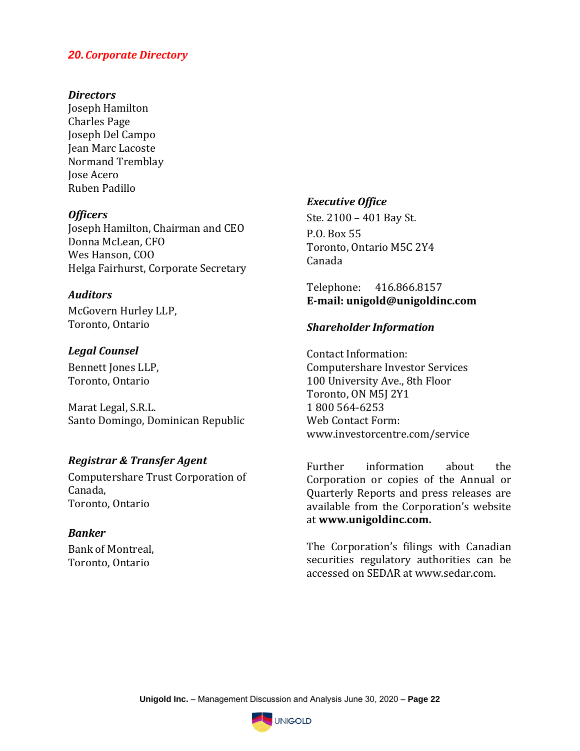## *20. Corporate Directory*

***Directors***

Joseph Hamilton
Charles Page
Joseph Del Campo
Jean Marc Lacoste
Normand Tremblay
Jose Acero
Ruben Padillo

***Officers***

Joseph Hamilton, Chairman and CEO
Donna McLean, CFO
Wes Hanson, COO
Helga Fairhurst, Corporate Secretary

***Auditors***

McGovern Hurley LLP,
Toronto, Ontario

***Legal Counsel***

Bennett Jones LLP,
Toronto, Ontario

Marat Legal, S.R.L.
Santo Domingo, Dominican Republic

***Registrar & Transfer Agent***

Computershare Trust Corporation of Canada,
Toronto, Ontario

***Banker***

Bank of Montreal,
Toronto, Ontario

***Executive Office***

Ste. 2100 – 401 Bay St.
P.O. Box 55
Toronto, Ontario M5C 2Y4
Canada

Telephone: 416.866.8157
**E-mail: unigold@unigoldinc.com**

***Shareholder Information***

Contact Information:
Computershare Investor Services
100 University Ave., 8th Floor
Toronto, ON M5J 2Y1
1 800 564-6253
Web Contact Form:
www.investorcentre.com/service

Further information about the Corporation or copies of the Annual or Quarterly Reports and press releases are available from the Corporation's website at **www.unigoldinc.com.**

The Corporation's filings with Canadian securities regulatory authorities can be accessed on SEDAR at www.sedar.com.